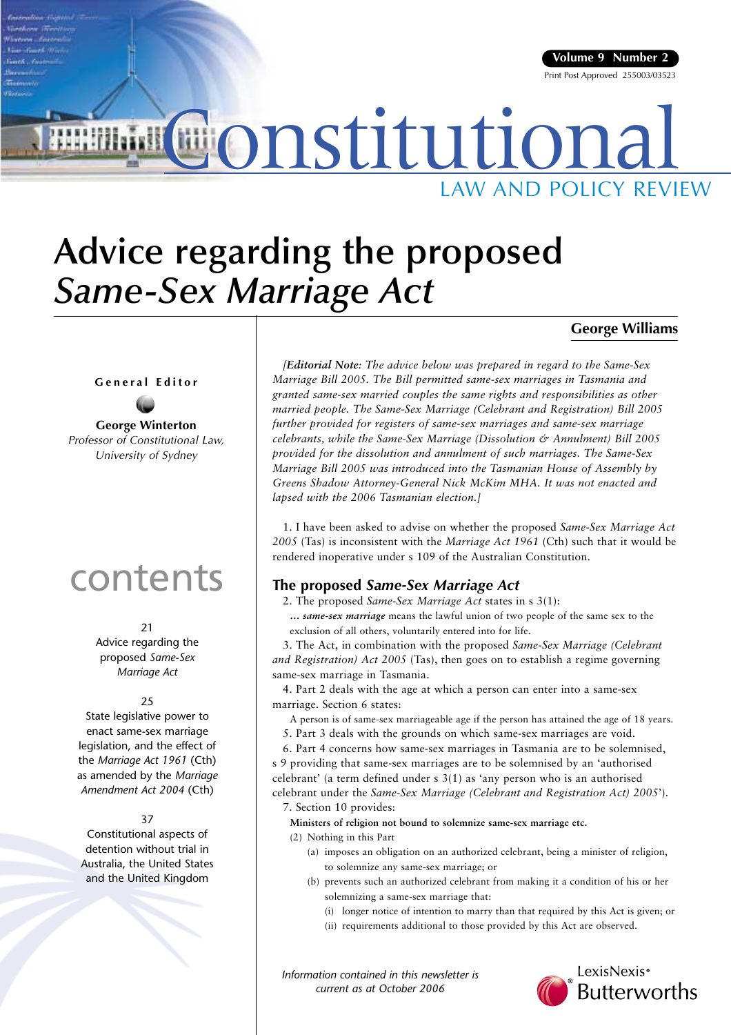# Constitutional

LAW AND POLICY REVIEW

# Advice regarding the proposed *Same-Sex Marriage Act*

**George Williams**

**General Editor**

**George Winterton**
*Professor of Constitutional Law, University of Sydney*

## contents

21
Advice regarding the proposed *Same-Sex Marriage Act*

25
State legislative power to enact same-sex marriage legislation, and the effect of the *Marriage Act 1961* (Cth) as amended by the *Marriage Amendment Act 2004* (Cth)

37
Constitutional aspects of detention without trial in Australia, the United States and the United Kingdom

*[**Editorial Note**: The advice below was prepared in regard to the Same-Sex Marriage Bill 2005. The Bill permitted same-sex marriages in Tasmania and granted same-sex married couples the same rights and responsibilities as other married people. The Same-Sex Marriage (Celebrant and Registration) Bill 2005 further provided for registers of same-sex marriages and same-sex marriage celebrants, while the Same-Sex Marriage (Dissolution & Annulment) Bill 2005 provided for the dissolution and annulment of such marriages. The Same-Sex Marriage Bill 2005 was introduced into the Tasmanian House of Assembly by Greens Shadow Attorney-General Nick McKim MHA. It was not enacted and lapsed with the 2006 Tasmanian election.]*

1. I have been asked to advise on whether the proposed *Same-Sex Marriage Act 2005* (Tas) is inconsistent with the *Marriage Act 1961* (Cth) such that it would be rendered inoperative under s 109 of the Australian Constitution.

## The proposed *Same-Sex Marriage Act*

2. The proposed *Same-Sex Marriage Act* states in s 3(1):

> ... ***same-sex marriage*** means the lawful union of two people of the same sex to the exclusion of all others, voluntarily entered into for life.

3. The Act, in combination with the proposed *Same-Sex Marriage (Celebrant and Registration) Act 2005* (Tas), then goes on to establish a regime governing same-sex marriage in Tasmania.

4. Part 2 deals with the age at which a person can enter into a same-sex marriage. Section 6 states:

> A person is of same-sex marriageable age if the person has attained the age of 18 years.

5. Part 3 deals with the grounds on which same-sex marriages are void.

6. Part 4 concerns how same-sex marriages in Tasmania are to be solemnised, s 9 providing that same-sex marriages are to be solemnised by an 'authorised celebrant' (a term defined under s 3(1) as 'any person who is an authorised celebrant under the *Same-Sex Marriage (Celebrant and Registration Act) 2005*').

7. Section 10 provides:

> **Ministers of religion not bound to solemnize same-sex marriage etc.**
>
> (2) Nothing in this Part
>
> (a) imposes an obligation on an authorized celebrant, being a minister of religion, to solemnize any same-sex marriage; or
>
> (b) prevents such an authorized celebrant from making it a condition of his or her solemnizing a same-sex marriage that:
>
> (i) longer notice of intention to marry than that required by this Act is given; or
>
> (ii) requirements additional to those provided by this Act are observed.

*Information contained in this newsletter is current as at October 2006*

LexisNexis® Butterworths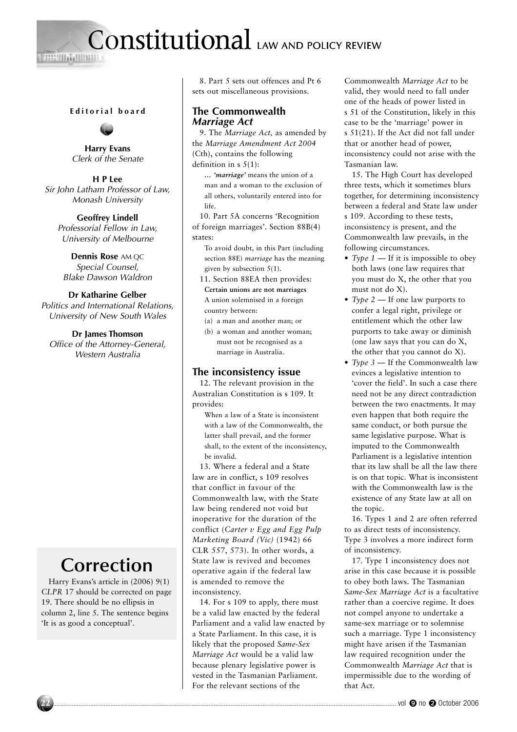**Editorial board**

**Harry Evans**
*Clerk of the Senate*

**H P Lee**
*Sir John Latham Professor of Law, Monash University*

**Geoffrey Lindell**
*Professorial Fellow in Law, University of Melbourne*

**Dennis Rose** AM QC
*Special Counsel, Blake Dawson Waldron*

**Dr Katharine Gelber**
*Politics and International Relations, University of New South Wales*

**Dr James Thomson**
*Office of the Attorney-General, Western Australia*

# Correction

Harry Evans's article in (2006) 9(1) *CLPR* 17 should be corrected on page 19. There should be no ellipsis in column 2, line 5. The sentence begins 'It is as good a conceptual'.

8. Part 5 sets out offences and Pt 6 sets out miscellaneous provisions.

## The Commonwealth *Marriage Act*

9. The *Marriage Act,* as amended by the *Marriage Amendment Act 2004* (Cth), contains the following definition in s 5(1):

> … *'marriage'* means the union of a man and a woman to the exclusion of all others, voluntarily entered into for life.

10. Part 5A concerns 'Recognition of foreign marriages'. Section 88B(4) states:

> To avoid doubt, in this Part (including section 88E) *marriage* has the meaning given by subsection 5(1).

11. Section 88EA then provides:

> **Certain unions are not marriages**
> A union solemnised in a foreign country between:
> (a) a man and another man; or
> (b) a woman and another woman;
> must not be recognised as a marriage in Australia.

## The inconsistency issue

12. The relevant provision in the Australian Constitution is s 109. It provides:

> When a law of a State is inconsistent with a law of the Commonwealth, the latter shall prevail, and the former shall, to the extent of the inconsistency, be invalid.

13. Where a federal and a State law are in conflict, s 109 resolves that conflict in favour of the Commonwealth law, with the State law being rendered not void but inoperative for the duration of the conflict (*Carter v Egg and Egg Pulp Marketing Board (Vic)* (1942) 66 CLR 557, 573). In other words, a State law is revived and becomes operative again if the federal law is amended to remove the inconsistency.

14. For s 109 to apply, there must be a valid law enacted by the federal Parliament and a valid law enacted by a State Parliament. In this case, it is likely that the proposed *Same-Sex Marriage Act* would be a valid law because plenary legislative power is vested in the Tasmanian Parliament. For the relevant sections of the Commonwealth *Marriage Act* to be valid, they would need to fall under one of the heads of power listed in s 51 of the Constitution, likely in this case to be the 'marriage' power in s 51(21). If the Act did not fall under that or another head of power, inconsistency could not arise with the Tasmanian law.

15. The High Court has developed three tests, which it sometimes blurs together, for determining inconsistency between a federal and State law under s 109. According to these tests, inconsistency is present, and the Commonwealth law prevails, in the following circumstances.

- *Type 1* — If it is impossible to obey both laws (one law requires that you must do X, the other that you must not do X).
- *Type 2* — If one law purports to confer a legal right, privilege or entitlement which the other law purports to take away or diminish (one law says that you can do X, the other that you cannot do X).
- *Type 3* — If the Commonwealth law evinces a legislative intention to 'cover the field'. In such a case there need not be any direct contradiction between the two enactments. It may even happen that both require the same conduct, or both pursue the same legislative purpose. What is imputed to the Commonwealth Parliament is a legislative intention that its law shall be all the law there is on that topic. What is inconsistent with the Commonwealth law is the existence of any State law at all on the topic.

16. Types 1 and 2 are often referred to as direct tests of inconsistency. Type 3 involves a more indirect form of inconsistency.

17. Type 1 inconsistency does not arise in this case because it is possible to obey both laws. The Tasmanian *Same-Sex Marriage Act* is a facultative rather than a coercive regime. It does not compel anyone to undertake a same-sex marriage or to solemnise such a marriage. Type 1 inconsistency might have arisen if the Tasmanian law required recognition under the Commonwealth *Marriage Act* that is impermissible due to the wording of that Act.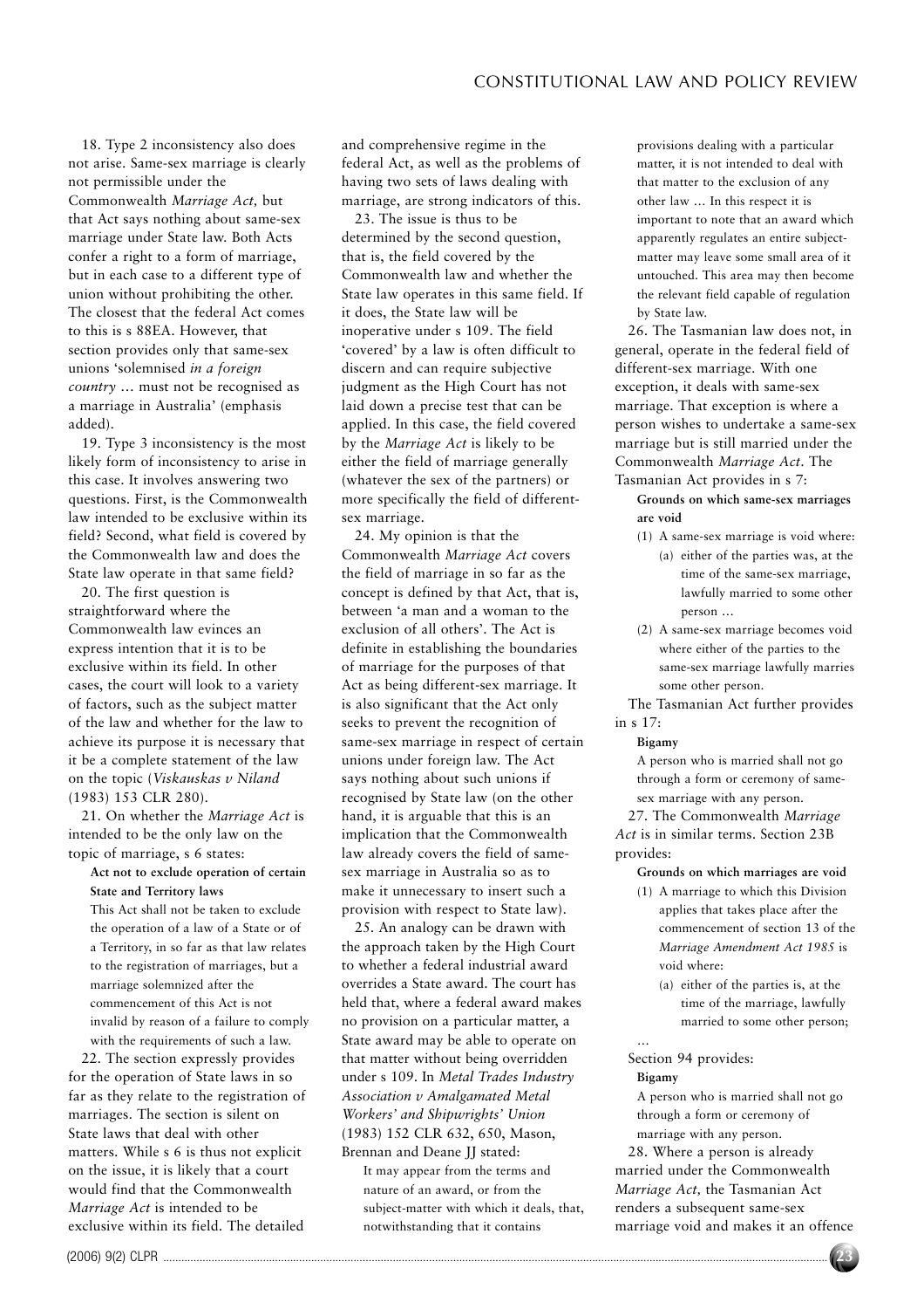18. Type 2 inconsistency also does not arise. Same-sex marriage is clearly not permissible under the Commonwealth *Marriage Act,* but that Act says nothing about same-sex marriage under State law. Both Acts confer a right to a form of marriage, but in each case to a different type of union without prohibiting the other. The closest that the federal Act comes to this is s 88EA. However, that section provides only that same-sex unions 'solemnised *in a foreign country* … must not be recognised as a marriage in Australia' (emphasis added).

19. Type 3 inconsistency is the most likely form of inconsistency to arise in this case. It involves answering two questions. First, is the Commonwealth law intended to be exclusive within its field? Second, what field is covered by the Commonwealth law and does the State law operate in that same field?

20. The first question is straightforward where the Commonwealth law evinces an express intention that it is to be exclusive within its field. In other cases, the court will look to a variety of factors, such as the subject matter of the law and whether for the law to achieve its purpose it is necessary that it be a complete statement of the law on the topic (*Viskauskas v Niland* (1983) 153 CLR 280).

21. On whether the *Marriage Act* is intended to be the only law on the topic of marriage, s 6 states:

> **Act not to exclude operation of certain State and Territory laws**
>
> This Act shall not be taken to exclude the operation of a law of a State or of a Territory, in so far as that law relates to the registration of marriages, but a marriage solemnized after the commencement of this Act is not invalid by reason of a failure to comply with the requirements of such a law.

22. The section expressly provides for the operation of State laws in so far as they relate to the registration of marriages. The section is silent on State laws that deal with other matters. While s 6 is thus not explicit on the issue, it is likely that a court would find that the Commonwealth *Marriage Act* is intended to be exclusive within its field. The detailed and comprehensive regime in the federal Act, as well as the problems of having two sets of laws dealing with marriage, are strong indicators of this.

23. The issue is thus to be determined by the second question, that is, the field covered by the Commonwealth law and whether the State law operates in this same field. If it does, the State law will be inoperative under s 109. The field 'covered' by a law is often difficult to discern and can require subjective judgment as the High Court has not laid down a precise test that can be applied. In this case, the field covered by the *Marriage Act* is likely to be either the field of marriage generally (whatever the sex of the partners) or more specifically the field of different-sex marriage.

24. My opinion is that the Commonwealth *Marriage Act* covers the field of marriage in so far as the concept is defined by that Act, that is, between 'a man and a woman to the exclusion of all others'. The Act is definite in establishing the boundaries of marriage for the purposes of that Act as being different-sex marriage. It is also significant that the Act only seeks to prevent the recognition of same-sex marriage in respect of certain unions under foreign law. The Act says nothing about such unions if recognised by State law (on the other hand, it is arguable that this is an implication that the Commonwealth law already covers the field of same-sex marriage in Australia so as to make it unnecessary to insert such a provision with respect to State law).

25. An analogy can be drawn with the approach taken by the High Court to whether a federal industrial award overrides a State award. The court has held that, where a federal award makes no provision on a particular matter, a State award may be able to operate on that matter without being overridden under s 109. In *Metal Trades Industry Association v Amalgamated Metal Workers' and Shipwrights' Union* (1983) 152 CLR 632, 650, Mason, Brennan and Deane JJ stated:

> It may appear from the terms and nature of an award, or from the subject-matter with which it deals, that, notwithstanding that it contains provisions dealing with a particular matter, it is not intended to deal with that matter to the exclusion of any other law … In this respect it is important to note that an award which apparently regulates an entire subject-matter may leave some small area of it untouched. This area may then become the relevant field capable of regulation by State law.

26. The Tasmanian law does not, in general, operate in the federal field of different-sex marriage. With one exception, it deals with same-sex marriage. That exception is where a person wishes to undertake a same-sex marriage but is still married under the Commonwealth *Marriage Act*. The Tasmanian Act provides in s 7:

> **Grounds on which same-sex marriages are void**
>
> (1) A same-sex marriage is void where:
>
> (a) either of the parties was, at the time of the same-sex marriage, lawfully married to some other person …
>
> (2) A same-sex marriage becomes void where either of the parties to the same-sex marriage lawfully marries some other person.

The Tasmanian Act further provides in s 17:

> **Bigamy**
>
> A person who is married shall not go through a form or ceremony of same-sex marriage with any person.

27. The Commonwealth *Marriage Act* is in similar terms. Section 23B provides:

> **Grounds on which marriages are void**
>
> (1) A marriage to which this Division applies that takes place after the commencement of section 13 of the *Marriage Amendment Act 1985* is void where:
>
> (a) either of the parties is, at the time of the marriage, lawfully married to some other person;
>
> …

Section 94 provides:

> **Bigamy**
>
> A person who is married shall not go through a form or ceremony of marriage with any person.

28. Where a person is already married under the Commonwealth *Marriage Act,* the Tasmanian Act renders a subsequent same-sex marriage void and makes it an offence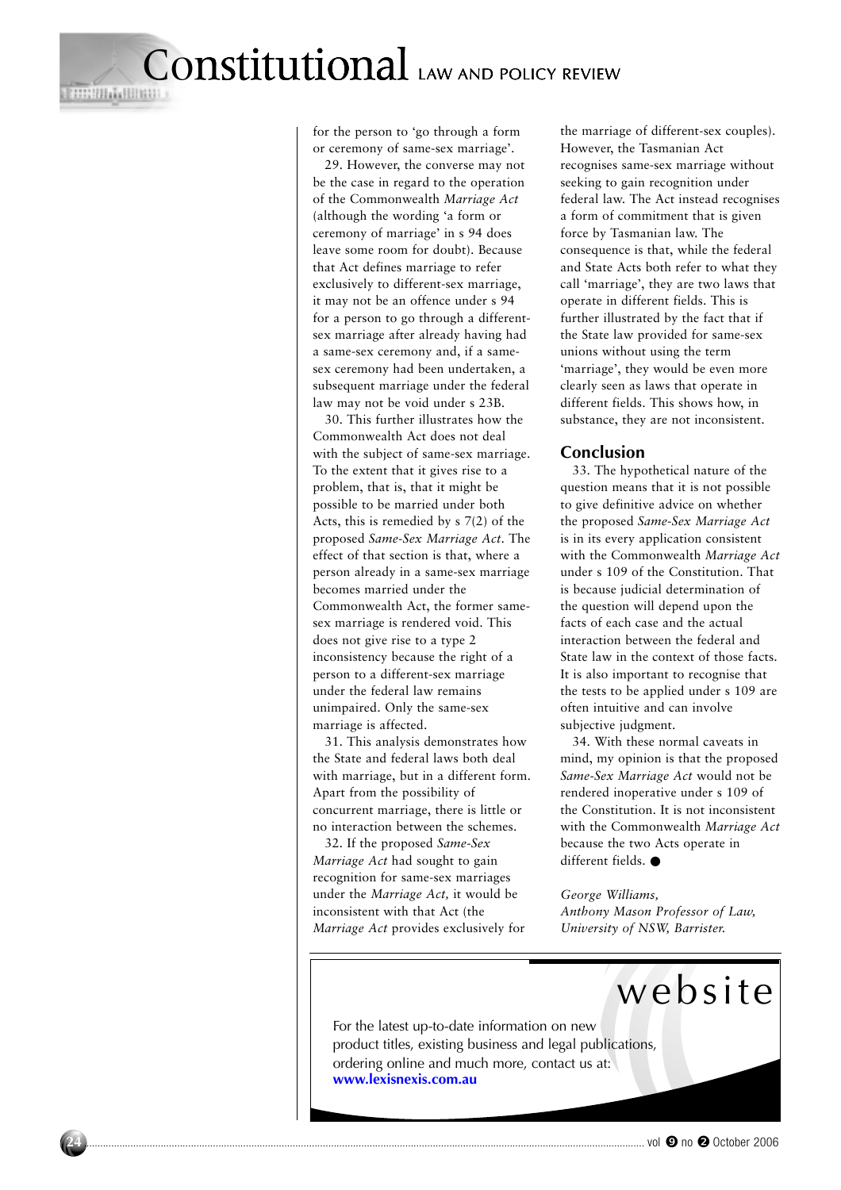for the person to 'go through a form or ceremony of same-sex marriage'.

29. However, the converse may not be the case in regard to the operation of the Commonwealth *Marriage Act* (although the wording 'a form or ceremony of marriage' in s 94 does leave some room for doubt). Because that Act defines marriage to refer exclusively to different-sex marriage, it may not be an offence under s 94 for a person to go through a different-sex marriage after already having had a same-sex ceremony and, if a same-sex ceremony had been undertaken, a subsequent marriage under the federal law may not be void under s 23B.

30. This further illustrates how the Commonwealth Act does not deal with the subject of same-sex marriage. To the extent that it gives rise to a problem, that is, that it might be possible to be married under both Acts, this is remedied by s 7(2) of the proposed *Same-Sex Marriage Act*. The effect of that section is that, where a person already in a same-sex marriage becomes married under the Commonwealth Act, the former same-sex marriage is rendered void. This does not give rise to a type 2 inconsistency because the right of a person to a different-sex marriage under the federal law remains unimpaired. Only the same-sex marriage is affected.

31. This analysis demonstrates how the State and federal laws both deal with marriage, but in a different form. Apart from the possibility of concurrent marriage, there is little or no interaction between the schemes.

32. If the proposed *Same-Sex Marriage Act* had sought to gain recognition for same-sex marriages under the *Marriage Act,* it would be inconsistent with that Act (the *Marriage Act* provides exclusively for the marriage of different-sex couples). However, the Tasmanian Act recognises same-sex marriage without seeking to gain recognition under federal law. The Act instead recognises a form of commitment that is given force by Tasmanian law. The consequence is that, while the federal and State Acts both refer to what they call 'marriage', they are two laws that operate in different fields. This is further illustrated by the fact that if the State law provided for same-sex unions without using the term 'marriage', they would be even more clearly seen as laws that operate in different fields. This shows how, in substance, they are not inconsistent.

## Conclusion

33. The hypothetical nature of the question means that it is not possible to give definitive advice on whether the proposed *Same-Sex Marriage Act* is in its every application consistent with the Commonwealth *Marriage Act* under s 109 of the Constitution. That is because judicial determination of the question will depend upon the facts of each case and the actual interaction between the federal and State law in the context of those facts. It is also important to recognise that the tests to be applied under s 109 are often intuitive and can involve subjective judgment.

34. With these normal caveats in mind, my opinion is that the proposed *Same-Sex Marriage Act* would not be rendered inoperative under s 109 of the Constitution. It is not inconsistent with the Commonwealth *Marriage Act* because the two Acts operate in different fields. ●

*George Williams,*
*Anthony Mason Professor of Law,*
*University of NSW, Barrister.*

website

For the latest up-to-date information on new product titles, existing business and legal publications, ordering online and much more, contact us at:
**www.lexisnexis.com.au**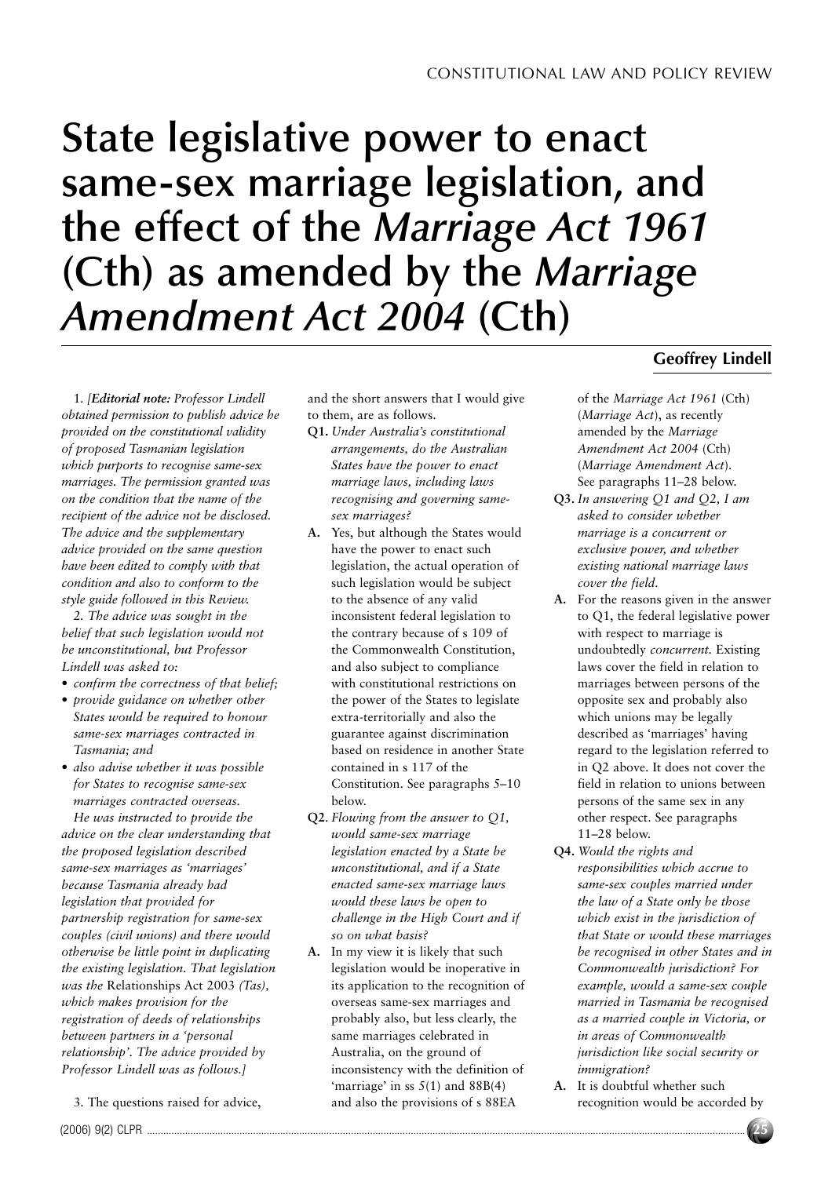// CONSTITUTIONAL LAW AND POLICY REVIEW

# State legislative power to enact same-sex marriage legislation, and the effect of the *Marriage Act 1961* (Cth) as amended by the *Marriage Amendment Act 2004* (Cth)

**Geoffrey Lindell**

1. *[**Editorial note:** Professor Lindell obtained permission to publish advice he provided on the constitutional validity of proposed Tasmanian legislation which purports to recognise same-sex marriages. The permission granted was on the condition that the name of the recipient of the advice not be disclosed. The advice and the supplementary advice provided on the same question have been edited to comply with that condition and also to conform to the style guide followed in this Review.*

*2. The advice was sought in the belief that such legislation would not be unconstitutional, but Professor Lindell was asked to:*

- *confirm the correctness of that belief;*
- *provide guidance on whether other States would be required to honour same-sex marriages contracted in Tasmania; and*
- *also advise whether it was possible for States to recognise same-sex marriages contracted overseas.*

*He was instructed to provide the advice on the clear understanding that the proposed legislation described same-sex marriages as 'marriages' because Tasmania already had legislation that provided for partnership registration for same-sex couples (civil unions) and there would otherwise be little point in duplicating the existing legislation. That legislation was the* Relationships Act 2003 *(Tas), which makes provision for the registration of deeds of relationships between partners in a 'personal relationship'. The advice provided by Professor Lindell was as follows.]*

3. The questions raised for advice, and the short answers that I would give to them, are as follows.

**Q1.** *Under Australia's constitutional arrangements, do the Australian States have the power to enact marriage laws, including laws recognising and governing same-sex marriages?*

**A.** Yes, but although the States would have the power to enact such legislation, the actual operation of such legislation would be subject to the absence of any valid inconsistent federal legislation to the contrary because of s 109 of the Commonwealth Constitution, and also subject to compliance with constitutional restrictions on the power of the States to legislate extra-territorially and also the guarantee against discrimination based on residence in another State contained in s 117 of the Constitution. See paragraphs 5–10 below.

**Q2.** *Flowing from the answer to Q1, would same-sex marriage legislation enacted by a State be unconstitutional, and if a State enacted same-sex marriage laws would these laws be open to challenge in the High Court and if so on what basis?*

**A.** In my view it is likely that such legislation would be inoperative in its application to the recognition of overseas same-sex marriages and probably also, but less clearly, the same marriages celebrated in Australia, on the ground of inconsistency with the definition of 'marriage' in ss 5(1) and 88B(4) and also the provisions of s 88EA of the *Marriage Act 1961* (Cth) (*Marriage Act*), as recently amended by the *Marriage Amendment Act 2004* (Cth) (*Marriage Amendment Act*). See paragraphs 11–28 below.

**Q3.** *In answering Q1 and Q2, I am asked to consider whether marriage is a concurrent or exclusive power, and whether existing national marriage laws cover the field.*

**A.** For the reasons given in the answer to Q1, the federal legislative power with respect to marriage is undoubtedly *concurrent*. Existing laws cover the field in relation to marriages between persons of the opposite sex and probably also which unions may be legally described as 'marriages' having regard to the legislation referred to in Q2 above. It does not cover the field in relation to unions between persons of the same sex in any other respect. See paragraphs 11–28 below.

**Q4.** *Would the rights and responsibilities which accrue to same-sex couples married under the law of a State only be those which exist in the jurisdiction of that State or would these marriages be recognised in other States and in Commonwealth jurisdiction? For example, would a same-sex couple married in Tasmania be recognised as a married couple in Victoria, or in areas of Commonwealth jurisdiction like social security or immigration?*

**A.** It is doubtful whether such recognition would be accorded by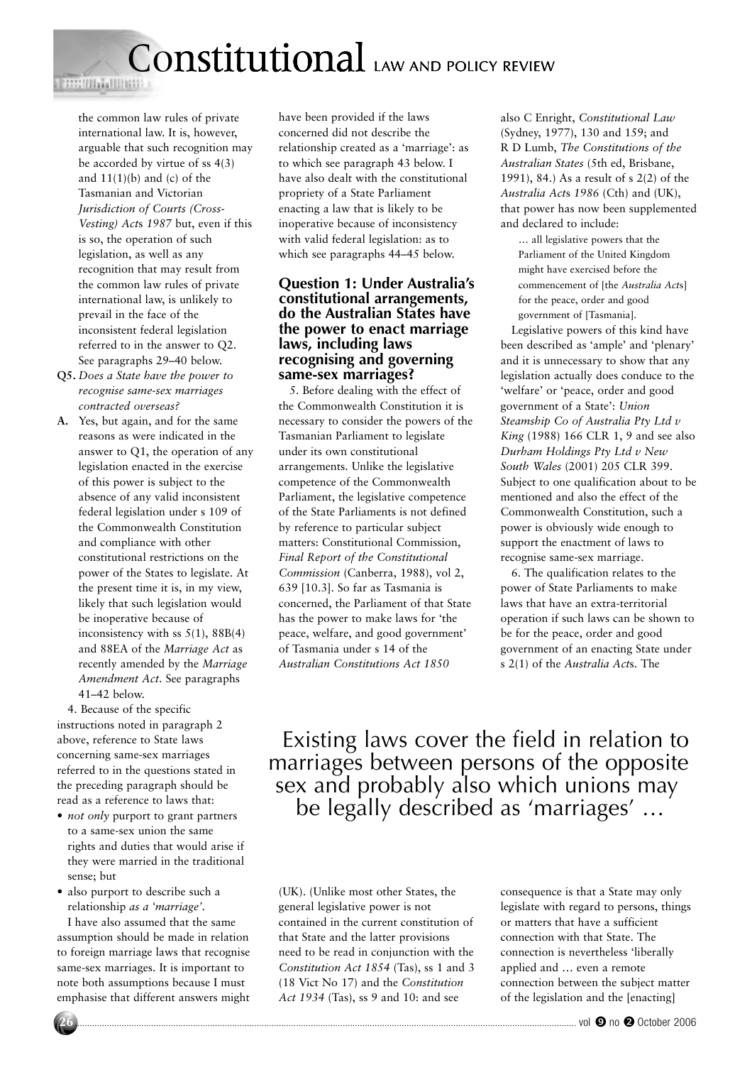the common law rules of private international law. It is, however, arguable that such recognition may be accorded by virtue of ss 4(3) and 11(1)(b) and (c) of the Tasmanian and Victorian *Jurisdiction of Courts (Cross-Vesting) Acts 1987* but, even if this is so, the operation of such legislation, as well as any recognition that may result from the common law rules of private international law, is unlikely to prevail in the face of the inconsistent federal legislation referred to in the answer to Q2. See paragraphs 29–40 below.

**Q5.** *Does a State have the power to recognise same-sex marriages contracted overseas?*

**A.** Yes, but again, and for the same reasons as were indicated in the answer to Q1, the operation of any legislation enacted in the exercise of this power is subject to the absence of any valid inconsistent federal legislation under s 109 of the Commonwealth Constitution and compliance with other constitutional restrictions on the power of the States to legislate. At the present time it is, in my view, likely that such legislation would be inoperative because of inconsistency with ss 5(1), 88B(4) and 88EA of the *Marriage Act* as recently amended by the *Marriage Amendment Act*. See paragraphs 41–42 below.

4. Because of the specific instructions noted in paragraph 2 above, reference to State laws concerning same-sex marriages referred to in the questions stated in the preceding paragraph should be read as a reference to laws that:

- *not only* purport to grant partners to a same-sex union the same rights and duties that would arise if they were married in the traditional sense; but
- also purport to describe such a relationship *as a 'marriage'*.

I have also assumed that the same assumption should be made in relation to foreign marriage laws that recognise same-sex marriages. It is important to note both assumptions because I must emphasise that different answers might have been provided if the laws concerned did not describe the relationship created as a 'marriage': as to which see paragraph 43 below. I have also dealt with the constitutional propriety of a State Parliament enacting a law that is likely to be inoperative because of inconsistency with valid federal legislation: as to which see paragraphs 44–45 below.

### Question 1: Under Australia's constitutional arrangements, do the Australian States have the power to enact marriage laws, including laws recognising and governing same-sex marriages?

5. Before dealing with the effect of the Commonwealth Constitution it is necessary to consider the powers of the Tasmanian Parliament to legislate under its own constitutional arrangements. Unlike the legislative competence of the Commonwealth Parliament, the legislative competence of the State Parliaments is not defined by reference to particular subject matters: Constitutional Commission, *Final Report of the Constitutional Commission* (Canberra, 1988), vol 2, 639 [10.3]. So far as Tasmania is concerned, the Parliament of that State has the power to make laws for 'the peace, welfare, and good government' of Tasmania under s 14 of the *Australian Constitutions Act 1850* (UK). (Unlike most other States, the general legislative power is not contained in the current constitution of that State and the latter provisions need to be read in conjunction with the *Constitution Act 1854* (Tas), ss 1 and 3 (18 Vict No 17) and the *Constitution Act 1934* (Tas), ss 9 and 10: and see also C Enright, *Constitutional Law* (Sydney, 1977), 130 and 159; and R D Lumb, *The Constitutions of the Australian States* (5th ed, Brisbane, 1991), 84.) As a result of s 2(2) of the *Australia Acts 1986* (Cth) and (UK), that power has now been supplemented and declared to include:

> … all legislative powers that the Parliament of the United Kingdom might have exercised before the commencement of [the *Australia Acts*] for the peace, order and good government of [Tasmania].

Legislative powers of this kind have been described as 'ample' and 'plenary' and it is unnecessary to show that any legislation actually does conduce to the 'welfare' or 'peace, order and good government of a State': *Union Steamship Co of Australia Pty Ltd v King* (1988) 166 CLR 1, 9 and see also *Durham Holdings Pty Ltd v New South Wales* (2001) 205 CLR 399. Subject to one qualification about to be mentioned and also the effect of the Commonwealth Constitution, such a power is obviously wide enough to support the enactment of laws to recognise same-sex marriage.

6. The qualification relates to the power of State Parliaments to make laws that have an extra-territorial operation if such laws can be shown to be for the peace, order and good government of an enacting State under s 2(1) of the *Australia Acts*. The consequence is that a State may only legislate with regard to persons, things or matters that have a sufficient connection with that State. The connection is nevertheless 'liberally applied and … even a remote connection between the subject matter of the legislation and the [enacting]

> Existing laws cover the field in relation to marriages between persons of the opposite sex and probably also which unions may be legally described as 'marriages' …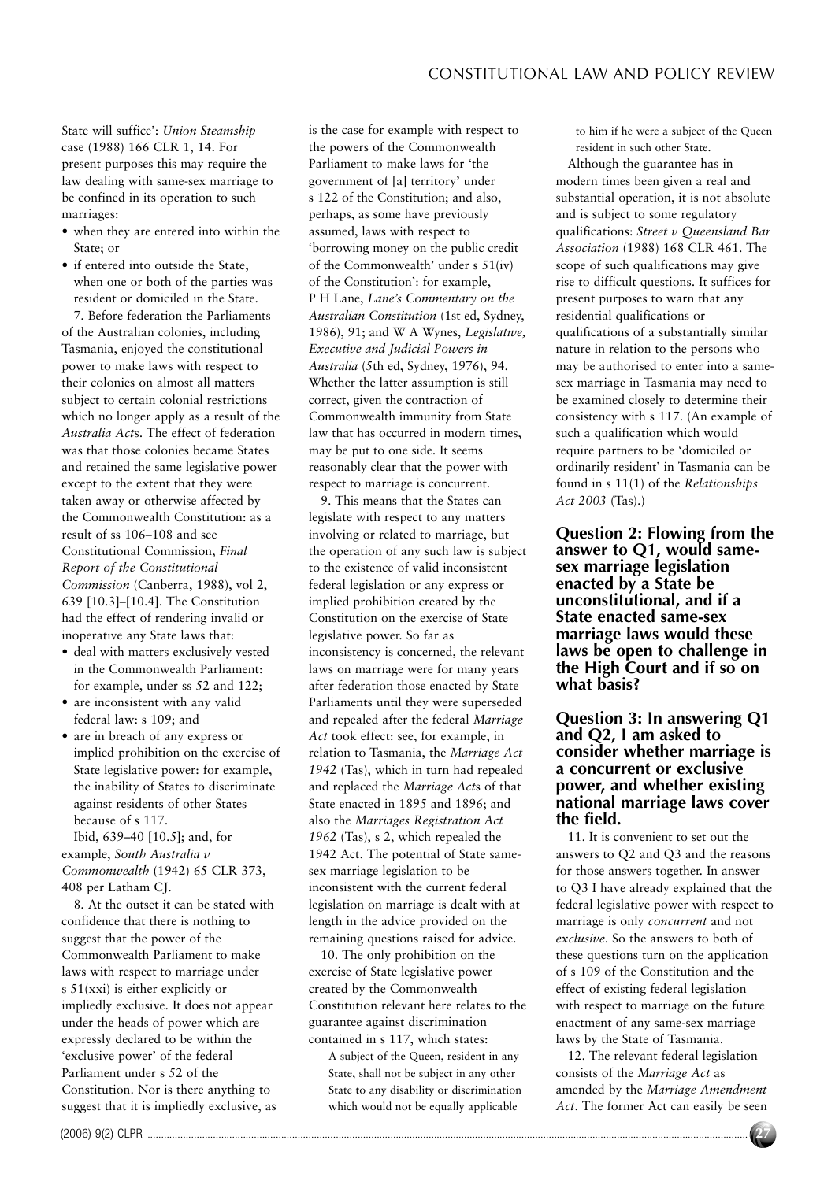State will suffice': *Union Steamship* case (1988) 166 CLR 1, 14. For present purposes this may require the law dealing with same-sex marriage to be confined in its operation to such marriages:

- when they are entered into within the State; or
- if entered into outside the State, when one or both of the parties was resident or domiciled in the State.

7. Before federation the Parliaments of the Australian colonies, including Tasmania, enjoyed the constitutional power to make laws with respect to their colonies on almost all matters subject to certain colonial restrictions which no longer apply as a result of the *Australia Act*s. The effect of federation was that those colonies became States and retained the same legislative power except to the extent that they were taken away or otherwise affected by the Commonwealth Constitution: as a result of ss 106–108 and see Constitutional Commission, *Final Report of the Constitutional Commission* (Canberra, 1988), vol 2, 639 [10.3]–[10.4]. The Constitution had the effect of rendering invalid or inoperative any State laws that:

- deal with matters exclusively vested in the Commonwealth Parliament: for example, under ss 52 and 122;
- are inconsistent with any valid federal law: s 109; and
- are in breach of any express or implied prohibition on the exercise of State legislative power: for example, the inability of States to discriminate against residents of other States because of s 117.

Ibid, 639–40 [10.5]; and, for example, *South Australia v Commonwealth* (1942) 65 CLR 373, 408 per Latham CJ.

8. At the outset it can be stated with confidence that there is nothing to suggest that the power of the Commonwealth Parliament to make laws with respect to marriage under s 51(xxi) is either explicitly or impliedly exclusive. It does not appear under the heads of power which are expressly declared to be within the 'exclusive power' of the federal Parliament under s 52 of the Constitution. Nor is there anything to suggest that it is impliedly exclusive, as is the case for example with respect to the powers of the Commonwealth Parliament to make laws for 'the government of [a] territory' under s 122 of the Constitution; and also, perhaps, as some have previously assumed, laws with respect to 'borrowing money on the public credit of the Commonwealth' under s 51(iv) of the Constitution': for example, P H Lane, *Lane's Commentary on the Australian Constitution* (1st ed, Sydney, 1986), 91; and W A Wynes, *Legislative, Executive and Judicial Powers in Australia* (5th ed, Sydney, 1976), 94. Whether the latter assumption is still correct, given the contraction of Commonwealth immunity from State law that has occurred in modern times, may be put to one side. It seems reasonably clear that the power with respect to marriage is concurrent.

9. This means that the States can legislate with respect to any matters involving or related to marriage, but the operation of any such law is subject to the existence of valid inconsistent federal legislation or any express or implied prohibition created by the Constitution on the exercise of State legislative power. So far as inconsistency is concerned, the relevant laws on marriage were for many years after federation those enacted by State Parliaments until they were superseded and repealed after the federal *Marriage Act* took effect: see, for example, in relation to Tasmania, the *Marriage Act 1942* (Tas), which in turn had repealed and replaced the *Marriage Act*s of that State enacted in 1895 and 1896; and also the *Marriages Registration Act 1962* (Tas), s 2, which repealed the 1942 Act. The potential of State same-sex marriage legislation to be inconsistent with the current federal legislation on marriage is dealt with at length in the advice provided on the remaining questions raised for advice.

10. The only prohibition on the exercise of State legislative power created by the Commonwealth Constitution relevant here relates to the guarantee against discrimination contained in s 117, which states:

> A subject of the Queen, resident in any State, shall not be subject in any other State to any disability or discrimination which would not be equally applicable to him if he were a subject of the Queen resident in such other State.

Although the guarantee has in modern times been given a real and substantial operation, it is not absolute and is subject to some regulatory qualifications: *Street v Queensland Bar Association* (1988) 168 CLR 461. The scope of such qualifications may give rise to difficult questions. It suffices for present purposes to warn that any residential qualifications or qualifications of a substantially similar nature in relation to the persons who may be authorised to enter into a same-sex marriage in Tasmania may need to be examined closely to determine their consistency with s 117. (An example of such a qualification which would require partners to be 'domiciled or ordinarily resident' in Tasmania can be found in s 11(1) of the *Relationships Act 2003* (Tas).)

## Question 2: Flowing from the answer to Q1, would same-sex marriage legislation enacted by a State be unconstitutional, and if a State enacted same-sex marriage laws would these laws be open to challenge in the High Court and if so on what basis?

## Question 3: In answering Q1 and Q2, I am asked to consider whether marriage is a concurrent or exclusive power, and whether existing national marriage laws cover the field.

11. It is convenient to set out the answers to Q2 and Q3 and the reasons for those answers together. In answer to Q3 I have already explained that the federal legislative power with respect to marriage is only *concurrent* and not *exclusive*. So the answers to both of these questions turn on the application of s 109 of the Constitution and the effect of existing federal legislation with respect to marriage on the future enactment of any same-sex marriage laws by the State of Tasmania.

12. The relevant federal legislation consists of the *Marriage Act* as amended by the *Marriage Amendment Act*. The former Act can easily be seen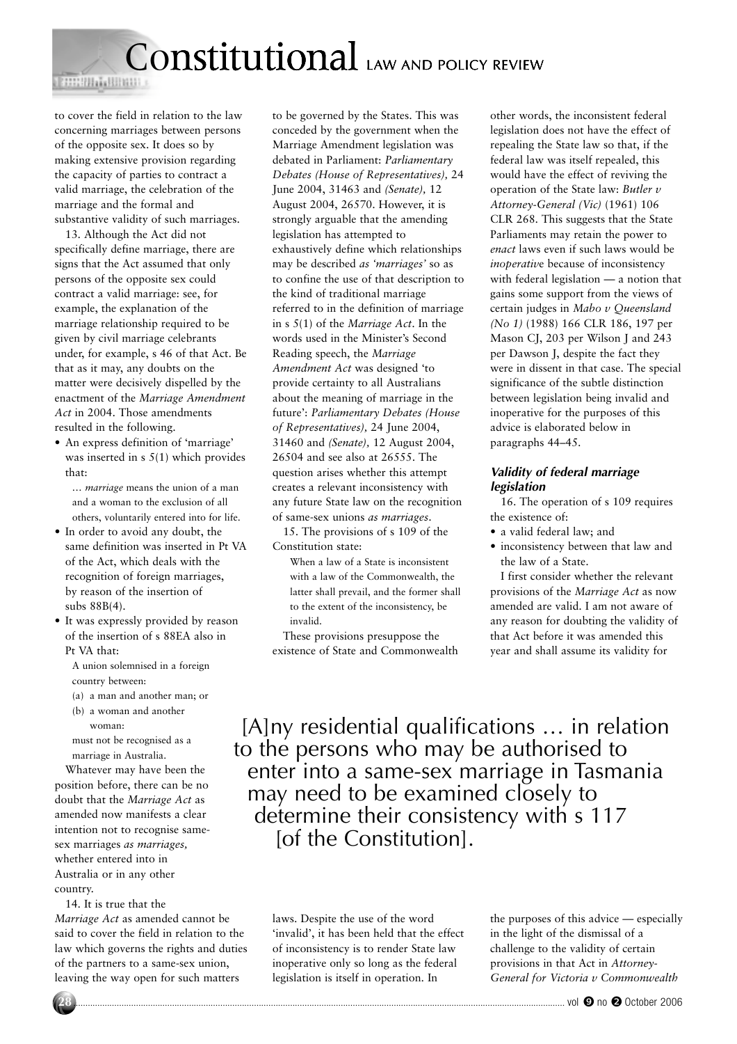to cover the field in relation to the law concerning marriages between persons of the opposite sex. It does so by making extensive provision regarding the capacity of parties to contract a valid marriage, the celebration of the marriage and the formal and substantive validity of such marriages.

13. Although the Act did not specifically define marriage, there are signs that the Act assumed that only persons of the opposite sex could contract a valid marriage: see, for example, the explanation of the marriage relationship required to be given by civil marriage celebrants under, for example, s 46 of that Act. Be that as it may, any doubts on the matter were decisively dispelled by the enactment of the *Marriage Amendment Act* in 2004. Those amendments resulted in the following.

- An express definition of 'marriage' was inserted in s 5(1) which provides that:

  > … *marriage* means the union of a man and a woman to the exclusion of all others, voluntarily entered into for life.

- In order to avoid any doubt, the same definition was inserted in Pt VA of the Act, which deals with the recognition of foreign marriages, by reason of the insertion of subs 88B(4).
- It was expressly provided by reason of the insertion of s 88EA also in Pt VA that:

  > A union solemnised in a foreign country between:
  > (a) a man and another man; or
  > (b) a woman and another woman:
  > must not be recognised as a marriage in Australia.

Whatever may have been the position before, there can be no doubt that the *Marriage Act* as amended now manifests a clear intention not to recognise same-sex marriages *as marriages,* whether entered into in Australia or in any other country.

14. It is true that the *Marriage Act* as amended cannot be said to cover the field in relation to the law which governs the rights and duties of the partners to a same-sex union, leaving the way open for such matters to be governed by the States. This was conceded by the government when the Marriage Amendment legislation was debated in Parliament: *Parliamentary Debates (House of Representatives),* 24 June 2004, 31463 and *(Senate),* 12 August 2004, 26570. However, it is strongly arguable that the amending legislation has attempted to exhaustively define which relationships may be described *as 'marriages'* so as to confine the use of that description to the kind of traditional marriage referred to in the definition of marriage in s 5(1) of the *Marriage Act*. In the words used in the Minister's Second Reading speech, the *Marriage Amendment Act* was designed 'to provide certainty to all Australians about the meaning of marriage in the future': *Parliamentary Debates (House of Representatives),* 24 June 2004, 31460 and *(Senate),* 12 August 2004, 26504 and see also at 26555. The question arises whether this attempt creates a relevant inconsistency with any future State law on the recognition of same-sex unions *as marriages*.

15. The provisions of s 109 of the Constitution state:

> When a law of a State is inconsistent with a law of the Commonwealth, the latter shall prevail, and the former shall to the extent of the inconsistency, be invalid.

These provisions presuppose the existence of State and Commonwealth laws. Despite the use of the word 'invalid', it has been held that the effect of inconsistency is to render State law inoperative only so long as the federal legislation is itself in operation. In other words, the inconsistent federal legislation does not have the effect of repealing the State law so that, if the federal law was itself repealed, this would have the effect of reviving the operation of the State law: *Butler v Attorney-General (Vic)* (1961) 106 CLR 268. This suggests that the State Parliaments may retain the power to *enact* laws even if such laws would be *inoperative* because of inconsistency with federal legislation — a notion that gains some support from the views of certain judges in *Mabo v Queensland (No 1)* (1988) 166 CLR 186, 197 per Mason CJ, 203 per Wilson J and 243 per Dawson J, despite the fact they were in dissent in that case. The special significance of the subtle distinction between legislation being invalid and inoperative for the purposes of this advice is elaborated below in paragraphs 44–45.

### *Validity of federal marriage legislation*

16. The operation of s 109 requires the existence of:

- a valid federal law; and
- inconsistency between that law and the law of a State.

I first consider whether the relevant provisions of the *Marriage Act* as now amended are valid. I am not aware of any reason for doubting the validity of that Act before it was amended this year and shall assume its validity for the purposes of this advice — especially in the light of the dismissal of a challenge to the validity of certain provisions in that Act in *Attorney-General for Victoria v Commonwealth*

> [A]ny residential qualifications … in relation to the persons who may be authorised to enter into a same-sex marriage in Tasmania may need to be examined closely to determine their consistency with s 117 [of the Constitution].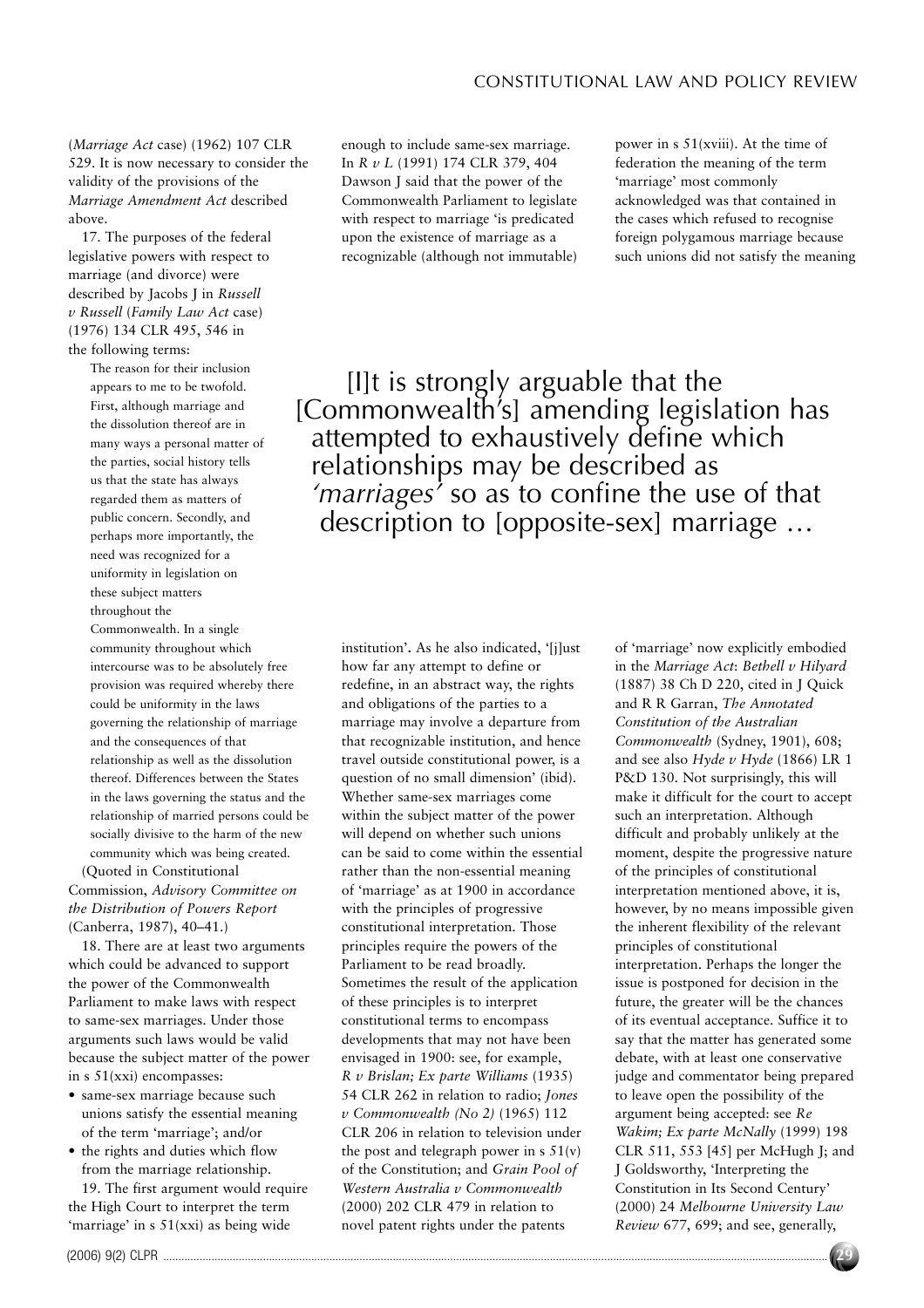(*Marriage Act* case) (1962) 107 CLR 529. It is now necessary to consider the validity of the provisions of the *Marriage Amendment Act* described above.

17. The purposes of the federal legislative powers with respect to marriage (and divorce) were described by Jacobs J in *Russell v Russell* (*Family Law Act* case) (1976) 134 CLR 495, 546 in the following terms:

> The reason for their inclusion appears to me to be twofold. First, although marriage and the dissolution thereof are in many ways a personal matter of the parties, social history tells us that the state has always regarded them as matters of public concern. Secondly, and perhaps more importantly, the need was recognized for a uniformity in legislation on these subject matters throughout the Commonwealth. In a single community throughout which intercourse was to be absolutely free provision was required whereby there could be uniformity in the laws governing the relationship of marriage and the consequences of that relationship as well as the dissolution thereof. Differences between the States in the laws governing the status and the relationship of married persons could be socially divisive to the harm of the new community which was being created.

(Quoted in Constitutional Commission, *Advisory Committee on the Distribution of Powers Report* (Canberra, 1987), 40–41.)

18. There are at least two arguments which could be advanced to support the power of the Commonwealth Parliament to make laws with respect to same-sex marriages. Under those arguments such laws would be valid because the subject matter of the power in s 51(xxi) encompasses:

- same-sex marriage because such unions satisfy the essential meaning of the term 'marriage'; and/or
- the rights and duties which flow from the marriage relationship.

19. The first argument would require the High Court to interpret the term 'marriage' in s 51(xxi) as being wide enough to include same-sex marriage. In *R v L* (1991) 174 CLR 379, 404 Dawson J said that the power of the Commonwealth Parliament to legislate with respect to marriage 'is predicated upon the existence of marriage as a recognizable (although not immutable) institution'. As he also indicated, '[j]ust how far any attempt to define or redefine, in an abstract way, the rights and obligations of the parties to a marriage may involve a departure from that recognizable institution, and hence travel outside constitutional power, is a question of no small dimension' (ibid). Whether same-sex marriages come within the subject matter of the power will depend on whether such unions can be said to come within the essential rather than the non-essential meaning of 'marriage' as at 1900 in accordance with the principles of progressive constitutional interpretation. Those principles require the powers of the Parliament to be read broadly. Sometimes the result of the application of these principles is to interpret constitutional terms to encompass developments that may not have been envisaged in 1900: see, for example, *R v Brislan; Ex parte Williams* (1935) 54 CLR 262 in relation to radio; *Jones v Commonwealth (No 2)* (1965) 112 CLR 206 in relation to television under the post and telegraph power in s 51(v) of the Constitution; and *Grain Pool of Western Australia v Commonwealth* (2000) 202 CLR 479 in relation to novel patent rights under the patents power in s 51(xviii). At the time of federation the meaning of the term 'marriage' most commonly acknowledged was that contained in the cases which refused to recognise foreign polygamous marriage because such unions did not satisfy the meaning of 'marriage' now explicitly embodied in the *Marriage Act*: *Bethell v Hilyard* (1887) 38 Ch D 220, cited in J Quick and R R Garran, *The Annotated Constitution of the Australian Commonwealth* (Sydney, 1901), 608; and see also *Hyde v Hyde* (1866) LR 1 P&D 130. Not surprisingly, this will make it difficult for the court to accept such an interpretation. Although difficult and probably unlikely at the moment, despite the progressive nature of the principles of constitutional interpretation mentioned above, it is, however, by no means impossible given the inherent flexibility of the relevant principles of constitutional interpretation. Perhaps the longer the issue is postponed for decision in the future, the greater will be the chances of its eventual acceptance. Suffice it to say that the matter has generated some debate, with at least one conservative judge and commentator being prepared to leave open the possibility of the argument being accepted: see *Re Wakim; Ex parte McNally* (1999) 198 CLR 511, 553 [45] per McHugh J; and J Goldsworthy, 'Interpreting the Constitution in Its Second Century' (2000) 24 *Melbourne University Law Review* 677, 699; and see, generally,

> [I]t is strongly arguable that the [Commonwealth's] amending legislation has attempted to exhaustively define which relationships may be described as *'marriages'* so as to confine the use of that description to [opposite-sex] marriage …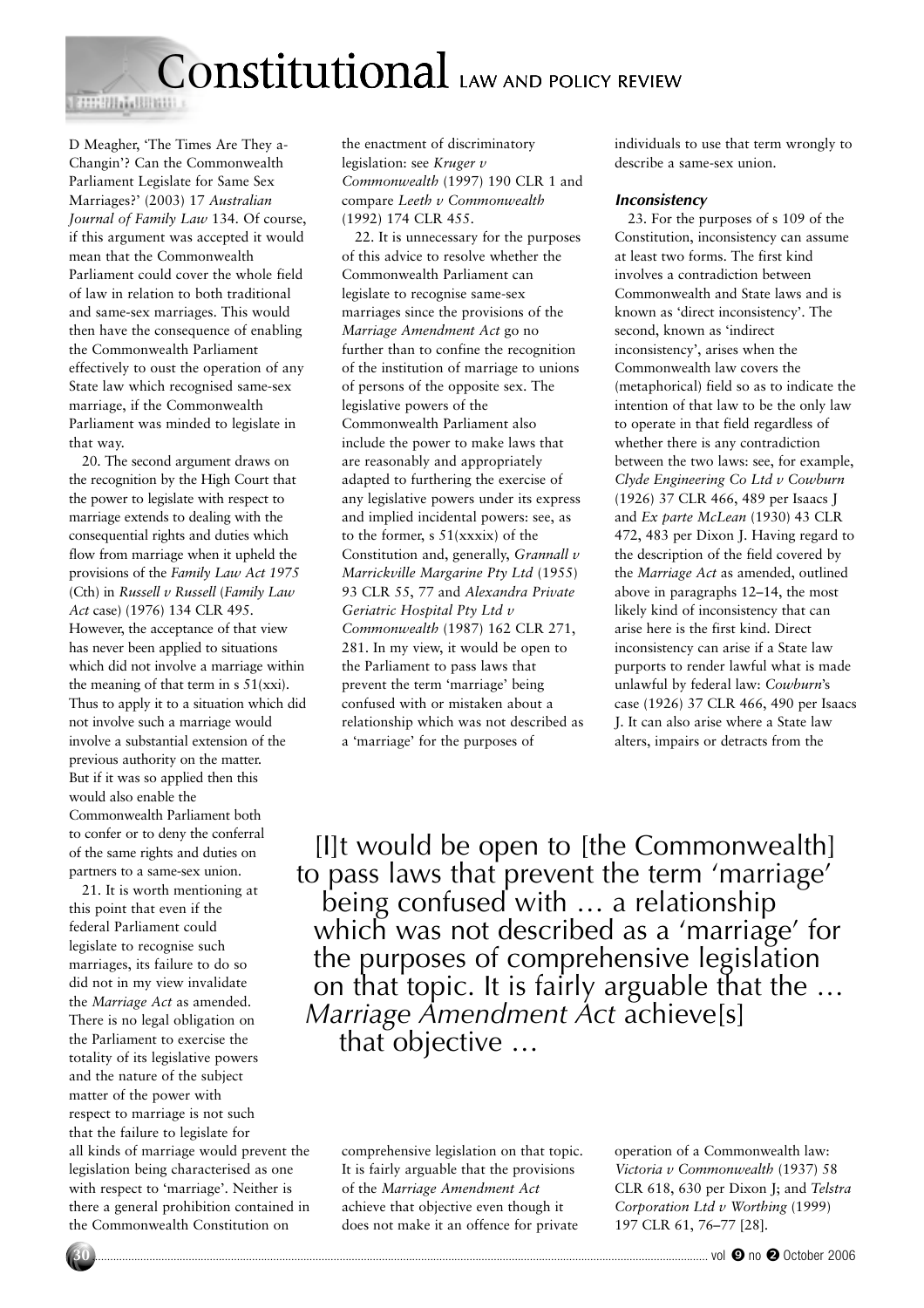D Meagher, 'The Times Are They a-Changin'? Can the Commonwealth Parliament Legislate for Same Sex Marriages?' (2003) 17 *Australian Journal of Family Law* 134. Of course, if this argument was accepted it would mean that the Commonwealth Parliament could cover the whole field of law in relation to both traditional and same-sex marriages. This would then have the consequence of enabling the Commonwealth Parliament effectively to oust the operation of any State law which recognised same-sex marriage, if the Commonwealth Parliament was minded to legislate in that way.

20. The second argument draws on the recognition by the High Court that the power to legislate with respect to marriage extends to dealing with the consequential rights and duties which flow from marriage when it upheld the provisions of the *Family Law Act 1975* (Cth) in *Russell v Russell* (*Family Law Act* case) (1976) 134 CLR 495. However, the acceptance of that view has never been applied to situations which did not involve a marriage within the meaning of that term in s 51(xxi). Thus to apply it to a situation which did not involve such a marriage would involve a substantial extension of the previous authority on the matter. But if it was so applied then this would also enable the Commonwealth Parliament both to confer or to deny the conferral of the same rights and duties on partners to a same-sex union.

21. It is worth mentioning at this point that even if the federal Parliament could legislate to recognise such marriages, its failure to do so did not in my view invalidate the *Marriage Act* as amended. There is no legal obligation on the Parliament to exercise the totality of its legislative powers and the nature of the subject matter of the power with respect to marriage is not such that the failure to legislate for all kinds of marriage would prevent the legislation being characterised as one with respect to 'marriage'. Neither is there a general prohibition contained in the Commonwealth Constitution on the enactment of discriminatory legislation: see *Kruger v Commonwealth* (1997) 190 CLR 1 and compare *Leeth v Commonwealth* (1992) 174 CLR 455.

22. It is unnecessary for the purposes of this advice to resolve whether the Commonwealth Parliament can legislate to recognise same-sex marriages since the provisions of the *Marriage Amendment Act* go no further than to confine the recognition of the institution of marriage to unions of persons of the opposite sex. The legislative powers of the Commonwealth Parliament also include the power to make laws that are reasonably and appropriately adapted to furthering the exercise of any legislative powers under its express and implied incidental powers: see, as to the former, s 51(xxxix) of the Constitution and, generally, *Grannall v Marrickville Margarine Pty Ltd* (1955) 93 CLR 55, 77 and *Alexandra Private Geriatric Hospital Pty Ltd v Commonwealth* (1987) 162 CLR 271, 281. In my view, it would be open to the Parliament to pass laws that prevent the term 'marriage' being confused with or mistaken about a relationship which was not described as a 'marriage' for the purposes of comprehensive legislation on that topic. It is fairly arguable that the provisions of the *Marriage Amendment Act* achieve that objective even though it does not make it an offence for private individuals to use that term wrongly to describe a same-sex union.

> [I]t would be open to [the Commonwealth] to pass laws that prevent the term 'marriage' being confused with … a relationship which was not described as a 'marriage' for the purposes of comprehensive legislation on that topic. It is fairly arguable that the … *Marriage Amendment Act* achieve[s] that objective …

### *Inconsistency*

23. For the purposes of s 109 of the Constitution, inconsistency can assume at least two forms. The first kind involves a contradiction between Commonwealth and State laws and is known as 'direct inconsistency'. The second, known as 'indirect inconsistency', arises when the Commonwealth law covers the (metaphorical) field so as to indicate the intention of that law to be the only law to operate in that field regardless of whether there is any contradiction between the two laws: see, for example, *Clyde Engineering Co Ltd v Cowburn* (1926) 37 CLR 466, 489 per Isaacs J and *Ex parte McLean* (1930) 43 CLR 472, 483 per Dixon J. Having regard to the description of the field covered by the *Marriage Act* as amended, outlined above in paragraphs 12–14, the most likely kind of inconsistency that can arise here is the first kind. Direct inconsistency can arise if a State law purports to render lawful what is made unlawful by federal law: *Cowburn*'s case (1926) 37 CLR 466, 490 per Isaacs J. It can also arise where a State law alters, impairs or detracts from the operation of a Commonwealth law: *Victoria v Commonwealth* (1937) 58 CLR 618, 630 per Dixon J; and *Telstra Corporation Ltd v Worthing* (1999) 197 CLR 61, 76–77 [28].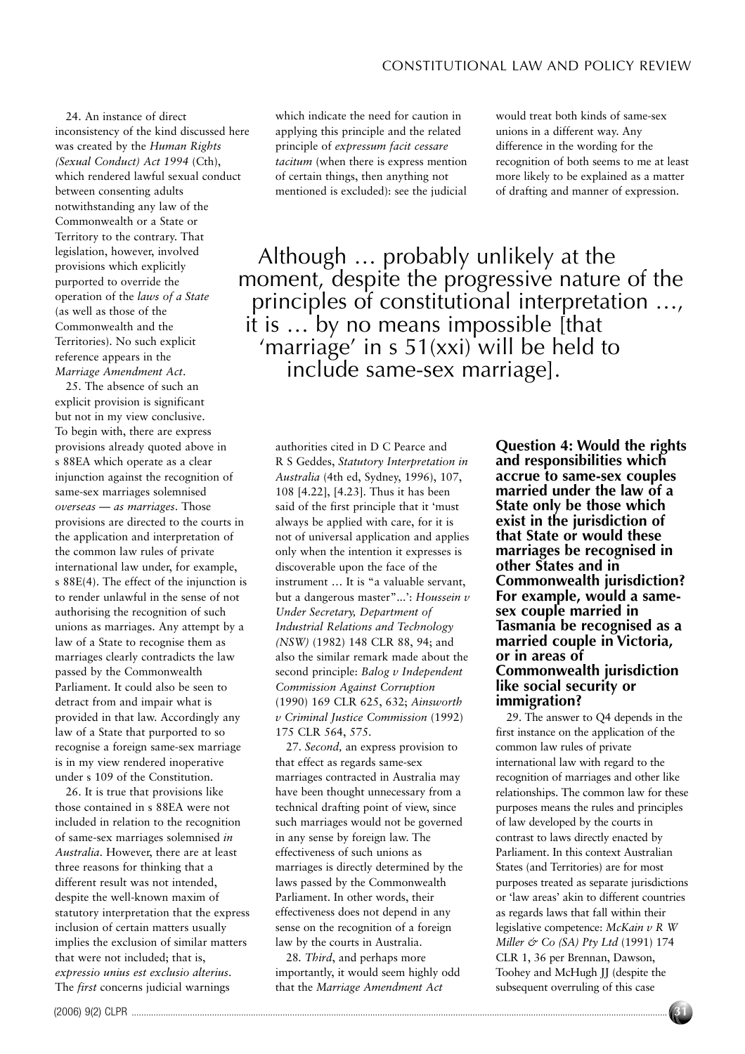24. An instance of direct inconsistency of the kind discussed here was created by the *Human Rights (Sexual Conduct) Act 1994* (Cth), which rendered lawful sexual conduct between consenting adults notwithstanding any law of the Commonwealth or a State or Territory to the contrary. That legislation, however, involved provisions which explicitly purported to override the operation of the *laws of a State* (as well as those of the Commonwealth and the Territories). No such explicit reference appears in the *Marriage Amendment Act*.

25. The absence of such an explicit provision is significant but not in my view conclusive. To begin with, there are express provisions already quoted above in s 88EA which operate as a clear injunction against the recognition of same-sex marriages solemnised *overseas — as marriages*. Those provisions are directed to the courts in the application and interpretation of the common law rules of private international law under, for example, s 88E(4). The effect of the injunction is to render unlawful in the sense of not authorising the recognition of such unions as marriages. Any attempt by a law of a State to recognise them as marriages clearly contradicts the law passed by the Commonwealth Parliament. It could also be seen to detract from and impair what is provided in that law. Accordingly any law of a State that purported to so recognise a foreign same-sex marriage is in my view rendered inoperative under s 109 of the Constitution.

26. It is true that provisions like those contained in s 88EA were not included in relation to the recognition of same-sex marriages solemnised *in Australia*. However, there are at least three reasons for thinking that a different result was not intended, despite the well-known maxim of statutory interpretation that the express inclusion of certain matters usually implies the exclusion of similar matters that were not included; that is, *expressio unius est exclusio alterius*. The *first* concerns judicial warnings which indicate the need for caution in applying this principle and the related principle of *expressum facit cessare tacitum* (when there is express mention of certain things, then anything not mentioned is excluded): see the judicial authorities cited in D C Pearce and R S Geddes, *Statutory Interpretation in Australia* (4th ed, Sydney, 1996), 107, 108 [4.22], [4.23]. Thus it has been said of the first principle that it 'must always be applied with care, for it is not of universal application and applies only when the intention it expresses is discoverable upon the face of the instrument … It is "a valuable servant, but a dangerous master"...': *Houssein v Under Secretary, Department of Industrial Relations and Technology (NSW)* (1982) 148 CLR 88, 94; and also the similar remark made about the second principle: *Balog v Independent Commission Against Corruption* (1990) 169 CLR 625, 632; *Ainsworth v Criminal Justice Commission* (1992) 175 CLR 564, 575.

27. *Second,* an express provision to that effect as regards same-sex marriages contracted in Australia may have been thought unnecessary from a technical drafting point of view, since such marriages would not be governed in any sense by foreign law. The effectiveness of such unions as marriages is directly determined by the laws passed by the Commonwealth Parliament. In other words, their effectiveness does not depend in any sense on the recognition of a foreign law by the courts in Australia.

28. *Third*, and perhaps more importantly, it would seem highly odd that the *Marriage Amendment Act* would treat both kinds of same-sex unions in a different way. Any difference in the wording for the recognition of both seems to me at least more likely to be explained as a matter of drafting and manner of expression.

> Although … probably unlikely at the moment, despite the progressive nature of the principles of constitutional interpretation …, it is … by no means impossible [that 'marriage' in s 51(xxi) will be held to include same-sex marriage].

**Question 4: Would the rights and responsibilities which accrue to same-sex couples married under the law of a State only be those which exist in the jurisdiction of that State or would these marriages be recognised in other States and in Commonwealth jurisdiction? For example, would a same-sex couple married in Tasmania be recognised as a married couple in Victoria, or in areas of Commonwealth jurisdiction like social security or immigration?**

29. The answer to Q4 depends in the first instance on the application of the common law rules of private international law with regard to the recognition of marriages and other like relationships. The common law for these purposes means the rules and principles of law developed by the courts in contrast to laws directly enacted by Parliament. In this context Australian States (and Territories) are for most purposes treated as separate jurisdictions or 'law areas' akin to different countries as regards laws that fall within their legislative competence: *McKain v R W Miller & Co (SA) Pty Ltd* (1991) 174 CLR 1, 36 per Brennan, Dawson, Toohey and McHugh JJ (despite the subsequent overruling of this case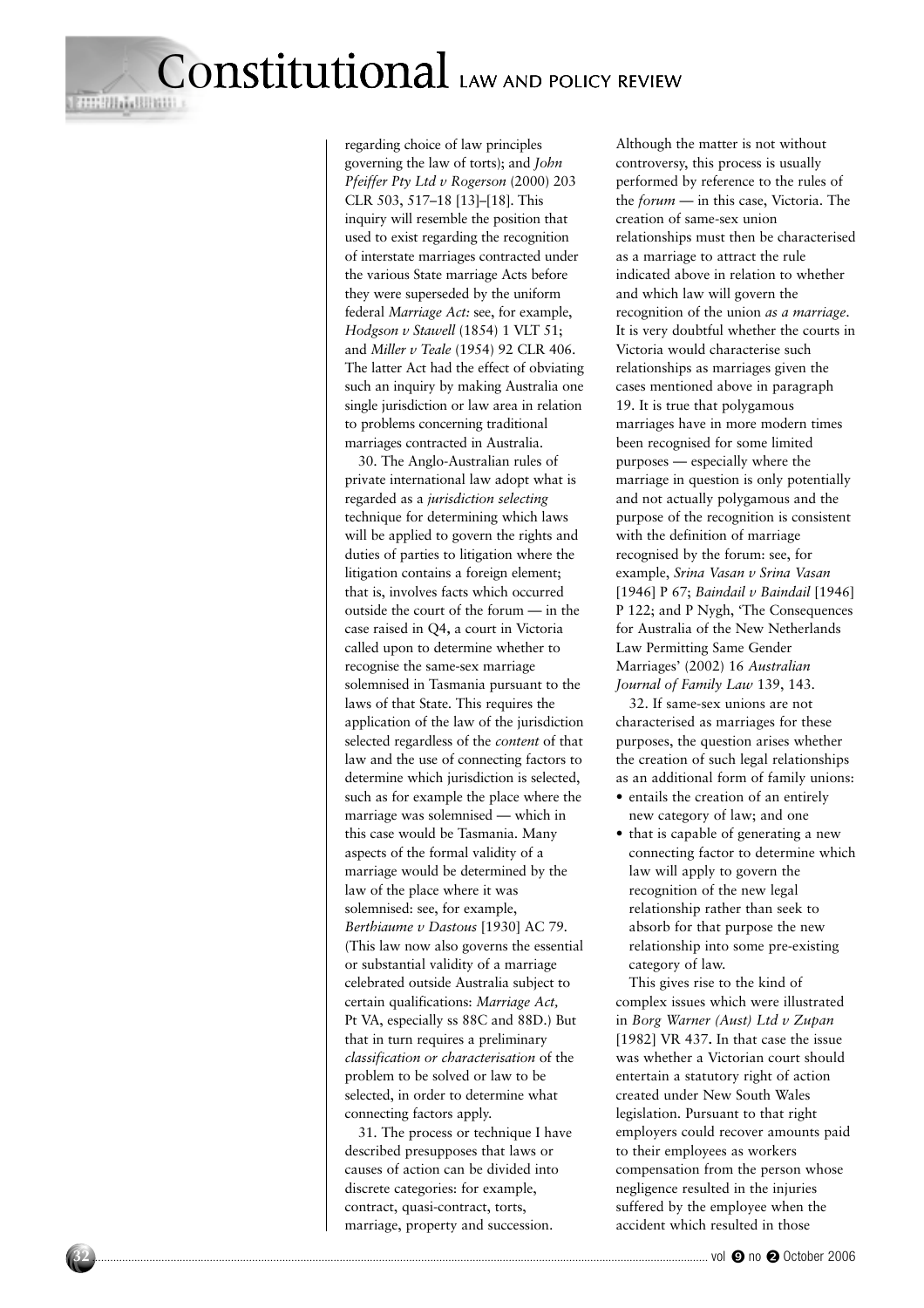regarding choice of law principles governing the law of torts); and *John Pfeiffer Pty Ltd v Rogerson* (2000) 203 CLR 503, 517–18 [13]–[18]. This inquiry will resemble the position that used to exist regarding the recognition of interstate marriages contracted under the various State marriage Acts before they were superseded by the uniform federal *Marriage Act*: see, for example, *Hodgson v Stawell* (1854) 1 VLT 51; and *Miller v Teale* (1954) 92 CLR 406. The latter Act had the effect of obviating such an inquiry by making Australia one single jurisdiction or law area in relation to problems concerning traditional marriages contracted in Australia.

30. The Anglo-Australian rules of private international law adopt what is regarded as a *jurisdiction selecting* technique for determining which laws will be applied to govern the rights and duties of parties to litigation where the litigation contains a foreign element; that is, involves facts which occurred outside the court of the forum — in the case raised in Q4, a court in Victoria called upon to determine whether to recognise the same-sex marriage solemnised in Tasmania pursuant to the laws of that State. This requires the application of the law of the jurisdiction selected regardless of the *content* of that law and the use of connecting factors to determine which jurisdiction is selected, such as for example the place where the marriage was solemnised — which in this case would be Tasmania. Many aspects of the formal validity of a marriage would be determined by the law of the place where it was solemnised: see, for example, *Berthiaume v Dastous* [1930] AC 79. (This law now also governs the essential or substantial validity of a marriage celebrated outside Australia subject to certain qualifications: *Marriage Act*, Pt VA, especially ss 88C and 88D.) But that in turn requires a preliminary *classification or characterisation* of the problem to be solved or law to be selected, in order to determine what connecting factors apply.

31. The process or technique I have described presupposes that laws or causes of action can be divided into discrete categories: for example, contract, quasi-contract, torts, marriage, property and succession. Although the matter is not without controversy, this process is usually performed by reference to the rules of the *forum* — in this case, Victoria. The creation of same-sex union relationships must then be characterised as a marriage to attract the rule indicated above in relation to whether and which law will govern the recognition of the union *as a marriage*. It is very doubtful whether the courts in Victoria would characterise such relationships as marriages given the cases mentioned above in paragraph 19. It is true that polygamous marriages have in more modern times been recognised for some limited purposes — especially where the marriage in question is only potentially and not actually polygamous and the purpose of the recognition is consistent with the definition of marriage recognised by the forum: see, for example, *Srina Vasan v Srina Vasan* [1946] P 67; *Baindail v Baindail* [1946] P 122; and P Nygh, 'The Consequences for Australia of the New Netherlands Law Permitting Same Gender Marriages' (2002) 16 *Australian Journal of Family Law* 139, 143.

32. If same-sex unions are not characterised as marriages for these purposes, the question arises whether the creation of such legal relationships as an additional form of family unions:

- entails the creation of an entirely new category of law; and one
- that is capable of generating a new connecting factor to determine which law will apply to govern the recognition of the new legal relationship rather than seek to absorb for that purpose the new relationship into some pre-existing category of law.

This gives rise to the kind of complex issues which were illustrated in *Borg Warner (Aust) Ltd v Zupan* [1982] VR 437. In that case the issue was whether a Victorian court should entertain a statutory right of action created under New South Wales legislation. Pursuant to that right employers could recover amounts paid to their employees as workers compensation from the person whose negligence resulted in the injuries suffered by the employee when the accident which resulted in those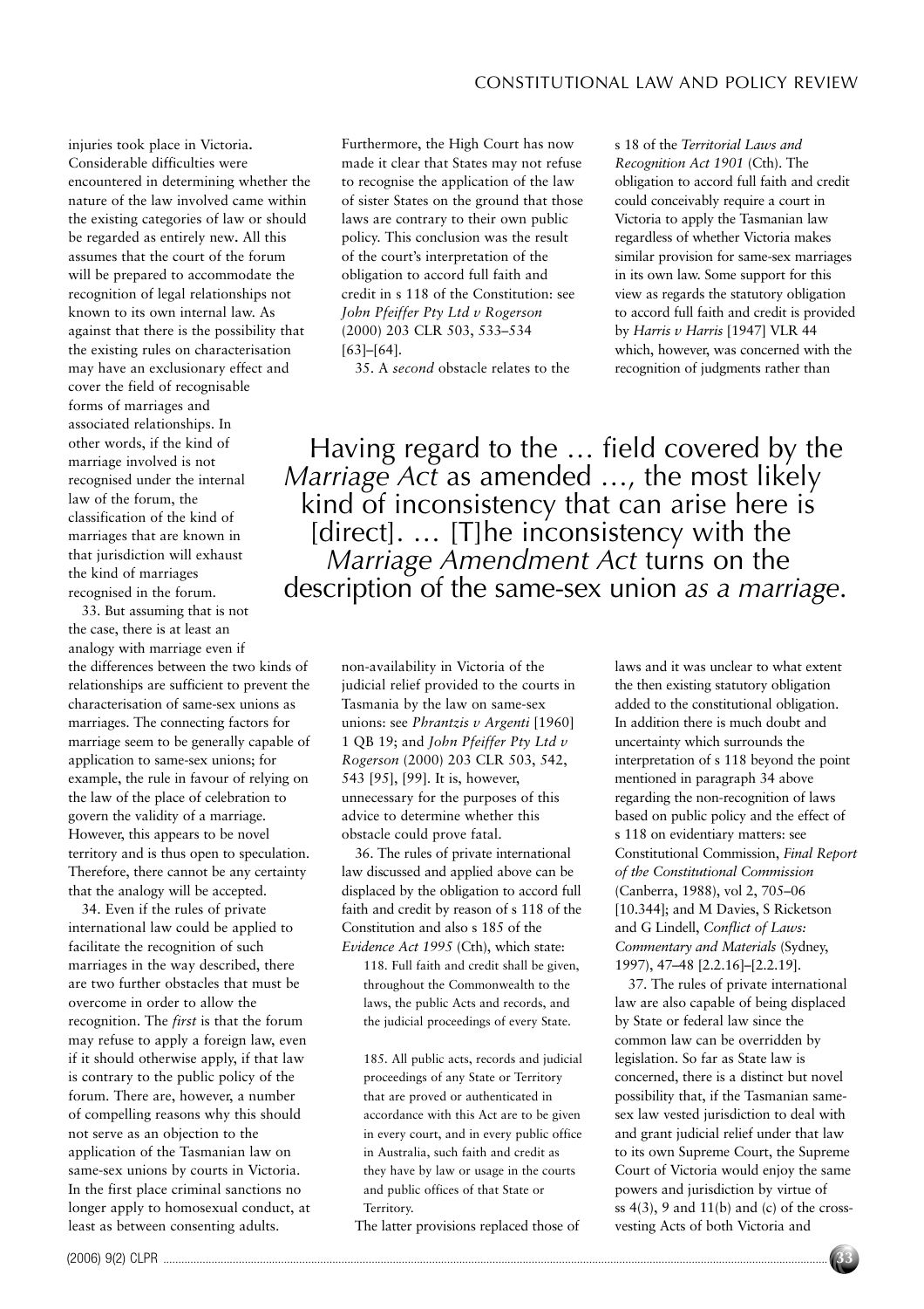injuries took place in Victoria. Considerable difficulties were encountered in determining whether the nature of the law involved came within the existing categories of law or should be regarded as entirely new. All this assumes that the court of the forum will be prepared to accommodate the recognition of legal relationships not known to its own internal law. As against that there is the possibility that the existing rules on characterisation may have an exclusionary effect and cover the field of recognisable forms of marriages and associated relationships. In other words, if the kind of marriage involved is not recognised under the internal law of the forum, the classification of the kind of marriages that are known in that jurisdiction will exhaust the kind of marriages recognised in the forum.

33. But assuming that is not the case, there is at least an analogy with marriage even if the differences between the two kinds of relationships are sufficient to prevent the characterisation of same-sex unions as marriages. The connecting factors for marriage seem to be generally capable of application to same-sex unions; for example, the rule in favour of relying on the law of the place of celebration to govern the validity of a marriage. However, this appears to be novel territory and is thus open to speculation. Therefore, there cannot be any certainty that the analogy will be accepted.

34. Even if the rules of private international law could be applied to facilitate the recognition of such marriages in the way described, there are two further obstacles that must be overcome in order to allow the recognition. The *first* is that the forum may refuse to apply a foreign law, even if it should otherwise apply, if that law is contrary to the public policy of the forum. There are, however, a number of compelling reasons why this should not serve as an objection to the application of the Tasmanian law on same-sex unions by courts in Victoria. In the first place criminal sanctions no longer apply to homosexual conduct, at least as between consenting adults. Furthermore, the High Court has now made it clear that States may not refuse to recognise the application of the law of sister States on the ground that those laws are contrary to their own public policy. This conclusion was the result of the court's interpretation of the obligation to accord full faith and credit in s 118 of the Constitution: see *John Pfeiffer Pty Ltd v Rogerson* (2000) 203 CLR 503, 533–534 [63]–[64].

35. A *second* obstacle relates to the non-availability in Victoria of the judicial relief provided to the courts in Tasmania by the law on same-sex unions: see *Phrantzis v Argenti* [1960] 1 QB 19; and *John Pfeiffer Pty Ltd v Rogerson* (2000) 203 CLR 503, 542, 543 [95], [99]. It is, however, unnecessary for the purposes of this advice to determine whether this obstacle could prove fatal.

36. The rules of private international law discussed and applied above can be displaced by the obligation to accord full faith and credit by reason of s 118 of the Constitution and also s 185 of the *Evidence Act 1995* (Cth), which state:

> 118. Full faith and credit shall be given, throughout the Commonwealth to the laws, the public Acts and records, and the judicial proceedings of every State.
>
> 185. All public acts, records and judicial proceedings of any State or Territory that are proved or authenticated in accordance with this Act are to be given in every court, and in every public office in Australia, such faith and credit as they have by law or usage in the courts and public offices of that State or Territory.

The latter provisions replaced those of s 18 of the *Territorial Laws and Recognition Act 1901* (Cth). The obligation to accord full faith and credit could conceivably require a court in Victoria to apply the Tasmanian law regardless of whether Victoria makes similar provision for same-sex marriages in its own law. Some support for this view as regards the statutory obligation to accord full faith and credit is provided by *Harris v Harris* [1947] VLR 44 which, however, was concerned with the recognition of judgments rather than laws and it was unclear to what extent the then existing statutory obligation added to the constitutional obligation. In addition there is much doubt and uncertainty which surrounds the interpretation of s 118 beyond the point mentioned in paragraph 34 above regarding the non-recognition of laws based on public policy and the effect of s 118 on evidentiary matters: see Constitutional Commission, *Final Report of the Constitutional Commission* (Canberra, 1988), vol 2, 705–06 [10.344]; and M Davies, S Ricketson and G Lindell, *Conflict of Laws: Commentary and Materials* (Sydney, 1997), 47–48 [2.2.16]–[2.2.19].

37. The rules of private international law are also capable of being displaced by State or federal law since the common law can be overridden by legislation. So far as State law is concerned, there is a distinct but novel possibility that, if the Tasmanian same-sex law vested jurisdiction to deal with and grant judicial relief under that law to its own Supreme Court, the Supreme Court of Victoria would enjoy the same powers and jurisdiction by virtue of ss 4(3), 9 and 11(b) and (c) of the cross-vesting Acts of both Victoria and

> Having regard to the … field covered by the *Marriage Act* as amended …, the most likely kind of inconsistency that can arise here is [direct]. … [T]he inconsistency with the *Marriage Amendment Act* turns on the description of the same-sex union *as a marriage*.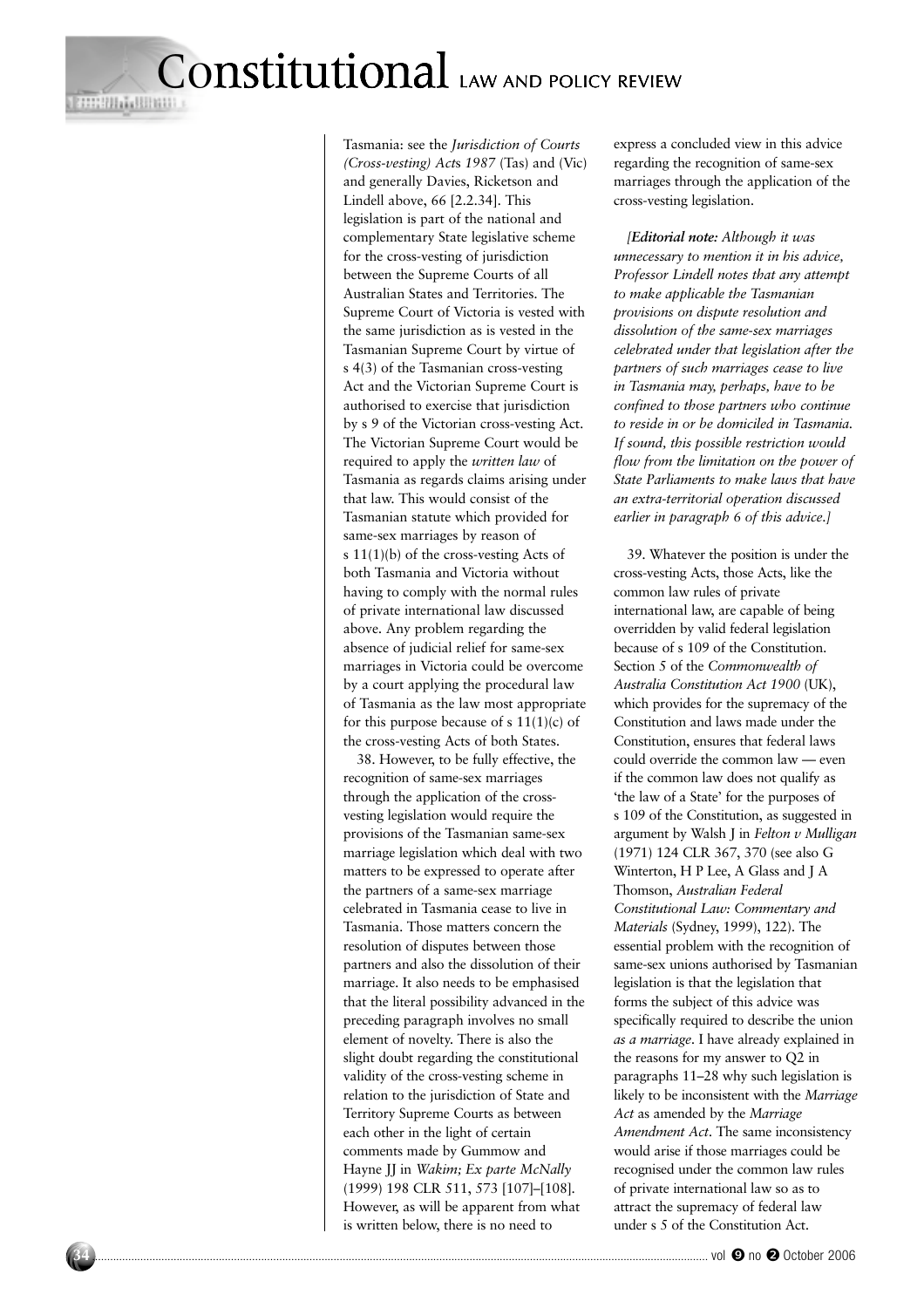Tasmania: see the *Jurisdiction of Courts (Cross-vesting) Acts 1987* (Tas) and (Vic) and generally Davies, Ricketson and Lindell above, 66 [2.2.34]. This legislation is part of the national and complementary State legislative scheme for the cross-vesting of jurisdiction between the Supreme Courts of all Australian States and Territories. The Supreme Court of Victoria is vested with the same jurisdiction as is vested in the Tasmanian Supreme Court by virtue of s 4(3) of the Tasmanian cross-vesting Act and the Victorian Supreme Court is authorised to exercise that jurisdiction by s 9 of the Victorian cross-vesting Act. The Victorian Supreme Court would be required to apply the *written law* of Tasmania as regards claims arising under that law. This would consist of the Tasmanian statute which provided for same-sex marriages by reason of s 11(1)(b) of the cross-vesting Acts of both Tasmania and Victoria without having to comply with the normal rules of private international law discussed above. Any problem regarding the absence of judicial relief for same-sex marriages in Victoria could be overcome by a court applying the procedural law of Tasmania as the law most appropriate for this purpose because of s 11(1)(c) of the cross-vesting Acts of both States.

38. However, to be fully effective, the recognition of same-sex marriages through the application of the cross-vesting legislation would require the provisions of the Tasmanian same-sex marriage legislation which deal with two matters to be expressed to operate after the partners of a same-sex marriage celebrated in Tasmania cease to live in Tasmania. Those matters concern the resolution of disputes between those partners and also the dissolution of their marriage. It also needs to be emphasised that the literal possibility advanced in the preceding paragraph involves no small element of novelty. There is also the slight doubt regarding the constitutional validity of the cross-vesting scheme in relation to the jurisdiction of State and Territory Supreme Courts as between each other in the light of certain comments made by Gummow and Hayne JJ in *Wakim; Ex parte McNally* (1999) 198 CLR 511, 573 [107]–[108]. However, as will be apparent from what is written below, there is no need to express a concluded view in this advice regarding the recognition of same-sex marriages through the application of the cross-vesting legislation.

*[**Editorial note:** Although it was unnecessary to mention it in his advice, Professor Lindell notes that any attempt to make applicable the Tasmanian provisions on dispute resolution and dissolution of the same-sex marriages celebrated under that legislation after the partners of such marriages cease to live in Tasmania may, perhaps, have to be confined to those partners who continue to reside in or be domiciled in Tasmania. If sound, this possible restriction would flow from the limitation on the power of State Parliaments to make laws that have an extra-territorial operation discussed earlier in paragraph 6 of this advice.]*

39. Whatever the position is under the cross-vesting Acts, those Acts, like the common law rules of private international law, are capable of being overridden by valid federal legislation because of s 109 of the Constitution. Section 5 of the *Commonwealth of Australia Constitution Act 1900* (UK), which provides for the supremacy of the Constitution and laws made under the Constitution, ensures that federal laws could override the common law — even if the common law does not qualify as 'the law of a State' for the purposes of s 109 of the Constitution, as suggested in argument by Walsh J in *Felton v Mulligan* (1971) 124 CLR 367, 370 (see also G Winterton, H P Lee, A Glass and J A Thomson, *Australian Federal Constitutional Law: Commentary and Materials* (Sydney, 1999), 122). The essential problem with the recognition of same-sex unions authorised by Tasmanian legislation is that the legislation that forms the subject of this advice was specifically required to describe the union *as a marriage*. I have already explained in the reasons for my answer to Q2 in paragraphs 11–28 why such legislation is likely to be inconsistent with the *Marriage Act* as amended by the *Marriage Amendment Act*. The same inconsistency would arise if those marriages could be recognised under the common law rules of private international law so as to attract the supremacy of federal law under s 5 of the Constitution Act.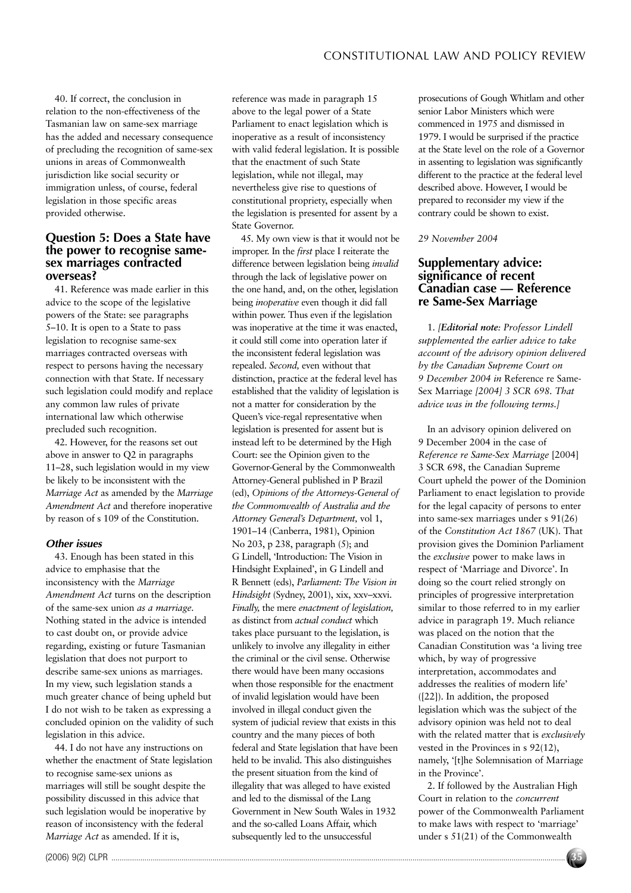40. If correct, the conclusion in relation to the non-effectiveness of the Tasmanian law on same-sex marriage has the added and necessary consequence of precluding the recognition of same-sex unions in areas of Commonwealth jurisdiction like social security or immigration unless, of course, federal legislation in those specific areas provided otherwise.

## Question 5: Does a State have the power to recognise same-sex marriages contracted overseas?

41. Reference was made earlier in this advice to the scope of the legislative powers of the State: see paragraphs 5–10. It is open to a State to pass legislation to recognise same-sex marriages contracted overseas with respect to persons having the necessary connection with that State. If necessary such legislation could modify and replace any common law rules of private international law which otherwise precluded such recognition.

42. However, for the reasons set out above in answer to Q2 in paragraphs 11–28, such legislation would in my view be likely to be inconsistent with the *Marriage Act* as amended by the *Marriage Amendment Act* and therefore inoperative by reason of s 109 of the Constitution.

### *Other issues*

43. Enough has been stated in this advice to emphasise that the inconsistency with the *Marriage Amendment Act* turns on the description of the same-sex union *as a marriage*. Nothing stated in the advice is intended to cast doubt on, or provide advice regarding, existing or future Tasmanian legislation that does not purport to describe same-sex unions as marriages. In my view, such legislation stands a much greater chance of being upheld but I do not wish to be taken as expressing a concluded opinion on the validity of such legislation in this advice.

44. I do not have any instructions on whether the enactment of State legislation to recognise same-sex unions as marriages will still be sought despite the possibility discussed in this advice that such legislation would be inoperative by reason of inconsistency with the federal *Marriage Act* as amended. If it is, reference was made in paragraph 15 above to the legal power of a State Parliament to enact legislation which is inoperative as a result of inconsistency with valid federal legislation. It is possible that the enactment of such State legislation, while not illegal, may nevertheless give rise to questions of constitutional propriety, especially when the legislation is presented for assent by a State Governor.

45. My own view is that it would not be improper. In the *first* place I reiterate the difference between legislation being *invalid* through the lack of legislative power on the one hand, and, on the other, legislation being *inoperative* even though it did fall within power. Thus even if the legislation was inoperative at the time it was enacted, it could still come into operation later if the inconsistent federal legislation was repealed. *Second,* even without that distinction, practice at the federal level has established that the validity of legislation is not a matter for consideration by the Queen's vice-regal representative when legislation is presented for assent but is instead left to be determined by the High Court: see the Opinion given to the Governor-General by the Commonwealth Attorney-General published in P Brazil (ed), *Opinions of the Attorneys-General of the Commonwealth of Australia and the Attorney General's Department,* vol 1, 1901–14 (Canberra, 1981), Opinion No 203, p 238, paragraph (5); and G Lindell, 'Introduction: The Vision in Hindsight Explained', in G Lindell and R Bennett (eds), *Parliament: The Vision in Hindsight* (Sydney, 2001), xix, xxv–xxvi. *Finally,* the mere *enactment of legislation,* as distinct from *actual conduct* which takes place pursuant to the legislation, is unlikely to involve any illegality in either the criminal or the civil sense. Otherwise there would have been many occasions when those responsible for the enactment of invalid legislation would have been involved in illegal conduct given the system of judicial review that exists in this country and the many pieces of both federal and State legislation that have been held to be invalid. This also distinguishes the present situation from the kind of illegality that was alleged to have existed and led to the dismissal of the Lang Government in New South Wales in 1932 and the so-called Loans Affair, which subsequently led to the unsuccessful prosecutions of Gough Whitlam and other senior Labor Ministers which were commenced in 1975 and dismissed in 1979. I would be surprised if the practice at the State level on the role of a Governor in assenting to legislation was significantly different to the practice at the federal level described above. However, I would be prepared to reconsider my view if the contrary could be shown to exist.

*29 November 2004*

## Supplementary advice: significance of recent Canadian case — Reference re Same-Sex Marriage

1. *[**Editorial note**: Professor Lindell supplemented the earlier advice to take account of the advisory opinion delivered by the Canadian Supreme Court on 9 December 2004 in* Reference re Same-Sex Marriage *[2004] 3 SCR 698. That advice was in the following terms.]*

In an advisory opinion delivered on 9 December 2004 in the case of *Reference re Same-Sex Marriage* [2004] 3 SCR 698, the Canadian Supreme Court upheld the power of the Dominion Parliament to enact legislation to provide for the legal capacity of persons to enter into same-sex marriages under s 91(26) of the *Constitution Act 1867* (UK). That provision gives the Dominion Parliament the *exclusive* power to make laws in respect of 'Marriage and Divorce'. In doing so the court relied strongly on principles of progressive interpretation similar to those referred to in my earlier advice in paragraph 19. Much reliance was placed on the notion that the Canadian Constitution was 'a living tree which, by way of progressive interpretation, accommodates and addresses the realities of modern life' ([22]). In addition, the proposed legislation which was the subject of the advisory opinion was held not to deal with the related matter that is *exclusively* vested in the Provinces in s 92(12), namely, '[t]he Solemnisation of Marriage in the Province'.

2. If followed by the Australian High Court in relation to the *concurrent* power of the Commonwealth Parliament to make laws with respect to 'marriage' under s 51(21) of the Commonwealth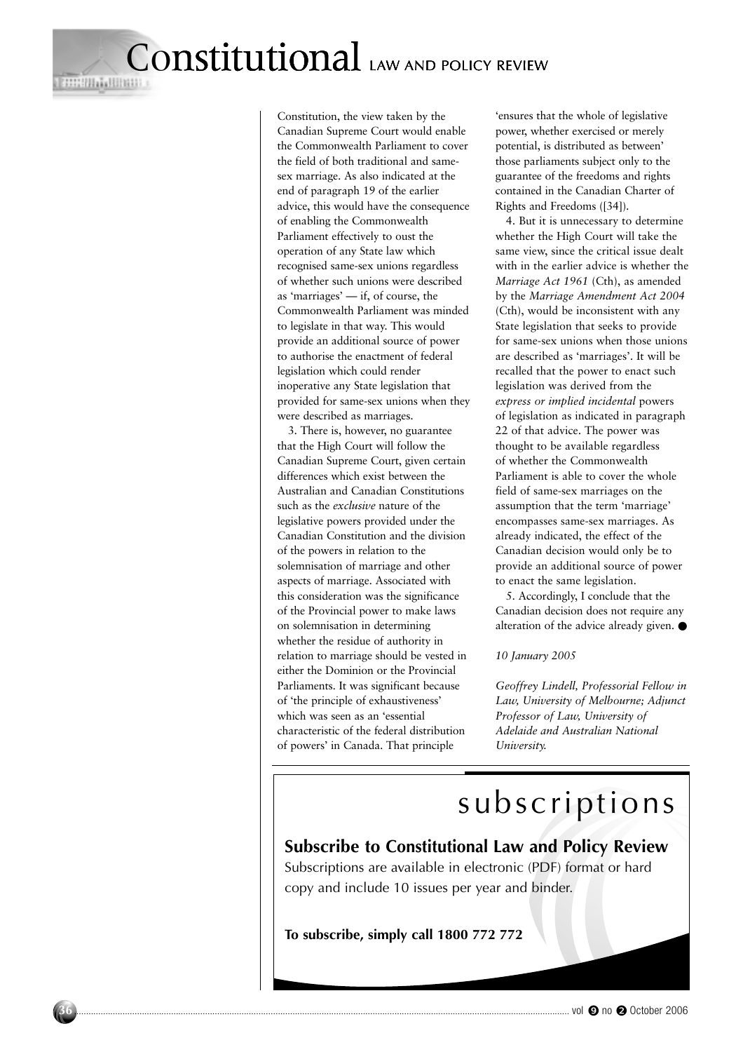Constitution, the view taken by the Canadian Supreme Court would enable the Commonwealth Parliament to cover the field of both traditional and same-sex marriage. As also indicated at the end of paragraph 19 of the earlier advice, this would have the consequence of enabling the Commonwealth Parliament effectively to oust the operation of any State law which recognised same-sex unions regardless of whether such unions were described as 'marriages' — if, of course, the Commonwealth Parliament was minded to legislate in that way. This would provide an additional source of power to authorise the enactment of federal legislation which could render inoperative any State legislation that provided for same-sex unions when they were described as marriages.

3. There is, however, no guarantee that the High Court will follow the Canadian Supreme Court, given certain differences which exist between the Australian and Canadian Constitutions such as the *exclusive* nature of the legislative powers provided under the Canadian Constitution and the division of the powers in relation to the solemnisation of marriage and other aspects of marriage. Associated with this consideration was the significance of the Provincial power to make laws on solemnisation in determining whether the residue of authority in relation to marriage should be vested in either the Dominion or the Provincial Parliaments. It was significant because of 'the principle of exhaustiveness' which was seen as an 'essential characteristic of the federal distribution of powers' in Canada. That principle 'ensures that the whole of legislative power, whether exercised or merely potential, is distributed as between' those parliaments subject only to the guarantee of the freedoms and rights contained in the Canadian Charter of Rights and Freedoms ([34]).

4. But it is unnecessary to determine whether the High Court will take the same view, since the critical issue dealt with in the earlier advice is whether the *Marriage Act 1961* (Cth), as amended by the *Marriage Amendment Act 2004* (Cth), would be inconsistent with any State legislation that seeks to provide for same-sex unions when those unions are described as 'marriages'. It will be recalled that the power to enact such legislation was derived from the *express or implied incidental* powers of legislation as indicated in paragraph 22 of that advice. The power was thought to be available regardless of whether the Commonwealth Parliament is able to cover the whole field of same-sex marriages on the assumption that the term 'marriage' encompasses same-sex marriages. As already indicated, the effect of the Canadian decision would only be to provide an additional source of power to enact the same legislation.

5. Accordingly, I conclude that the Canadian decision does not require any alteration of the advice already given. ●

*10 January 2005*

*Geoffrey Lindell, Professorial Fellow in Law, University of Melbourne; Adjunct Professor of Law, University of Adelaide and Australian National University.*

# subscriptions

**Subscribe to Constitutional Law and Policy Review**

Subscriptions are available in electronic (PDF) format or hard copy and include 10 issues per year and binder.

**To subscribe, simply call 1800 772 772**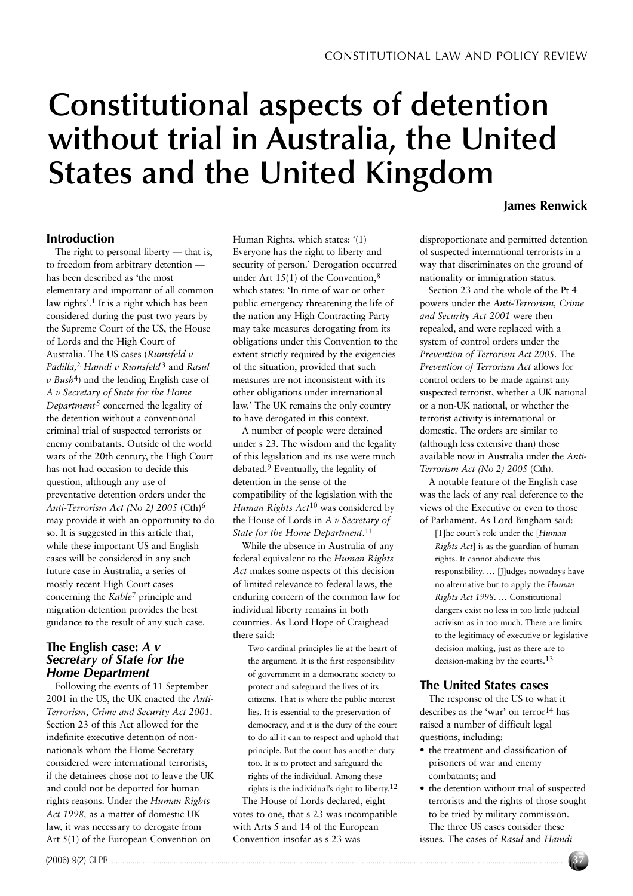# Constitutional aspects of detention without trial in Australia, the United States and the United Kingdom

**James Renwick**

## Introduction

The right to personal liberty — that is, to freedom from arbitrary detention — has been described as 'the most elementary and important of all common law rights'.[1] It is a right which has been considered during the past two years by the Supreme Court of the US, the House of Lords and the High Court of Australia. The US cases (*Rumsfeld v Padilla,*[2] *Hamdi v Rumsfeld*[3] and *Rasul v Bush*[4]) and the leading English case of *A v Secretary of State for the Home Department*[5] concerned the legality of the detention without a conventional criminal trial of suspected terrorists or enemy combatants. Outside of the world wars of the 20th century, the High Court has not had occasion to decide this question, although any use of preventative detention orders under the *Anti-Terrorism Act (No 2) 2005* (Cth)[6] may provide it with an opportunity to do so. It is suggested in this article that, while these important US and English cases will be considered in any such future case in Australia, a series of mostly recent High Court cases concerning the *Kable*[7] principle and migration detention provides the best guidance to the result of any such case.

## The English case: *A v Secretary of State for the Home Department*

Following the events of 11 September 2001 in the US, the UK enacted the *Anti-Terrorism, Crime and Security Act 2001*. Section 23 of this Act allowed for the indefinite executive detention of non-nationals whom the Home Secretary considered were international terrorists, if the detainees chose not to leave the UK and could not be deported for human rights reasons. Under the *Human Rights Act 1998,* as a matter of domestic UK law, it was necessary to derogate from Art 5(1) of the European Convention on Human Rights, which states: '(1) Everyone has the right to liberty and security of person.' Derogation occurred under Art 15(1) of the Convention,[8] which states: 'In time of war or other public emergency threatening the life of the nation any High Contracting Party may take measures derogating from its obligations under this Convention to the extent strictly required by the exigencies of the situation, provided that such measures are not inconsistent with its other obligations under international law.' The UK remains the only country to have derogated in this context.

A number of people were detained under s 23. The wisdom and the legality of this legislation and its use were much debated.[9] Eventually, the legality of detention in the sense of the compatibility of the legislation with the *Human Rights Act*[10] was considered by the House of Lords in *A v Secretary of State for the Home Department*.[11]

While the absence in Australia of any federal equivalent to the *Human Rights Act* makes some aspects of this decision of limited relevance to federal laws, the enduring concern of the common law for individual liberty remains in both countries. As Lord Hope of Craighead there said:

> Two cardinal principles lie at the heart of the argument. It is the first responsibility of government in a democratic society to protect and safeguard the lives of its citizens. That is where the public interest lies. It is essential to the preservation of democracy, and it is the duty of the court to do all it can to respect and uphold that principle. But the court has another duty too. It is to protect and safeguard the rights of the individual. Among these rights is the individual's right to liberty.[12]

The House of Lords declared, eight votes to one, that s 23 was incompatible with Arts 5 and 14 of the European Convention insofar as s 23 was disproportionate and permitted detention of suspected international terrorists in a way that discriminates on the ground of nationality or immigration status.

Section 23 and the whole of the Pt 4 powers under the *Anti-Terrorism, Crime and Security Act 2001* were then repealed, and were replaced with a system of control orders under the *Prevention of Terrorism Act 2005*. The *Prevention of Terrorism Act* allows for control orders to be made against any suspected terrorist, whether a UK national or a non-UK national, or whether the terrorist activity is international or domestic. The orders are similar to (although less extensive than) those available now in Australia under the *Anti-Terrorism Act (No 2) 2005* (Cth).

A notable feature of the English case was the lack of any real deference to the views of the Executive or even to those of Parliament. As Lord Bingham said:

> [T]he court's role under the [*Human Rights Act*] is as the guardian of human rights. It cannot abdicate this responsibility. … [J]udges nowadays have no alternative but to apply the *Human Rights Act 1998*. … Constitutional dangers exist no less in too little judicial activism as in too much. There are limits to the legitimacy of executive or legislative decision-making, just as there are to decision-making by the courts.[13]

## The United States cases

The response of the US to what it describes as the 'war' on terror[14] has raised a number of difficult legal questions, including:

- the treatment and classification of prisoners of war and enemy combatants; and
- the detention without trial of suspected terrorists and the rights of those sought to be tried by military commission.

The three US cases consider these issues. The cases of *Rasul* and *Hamdi*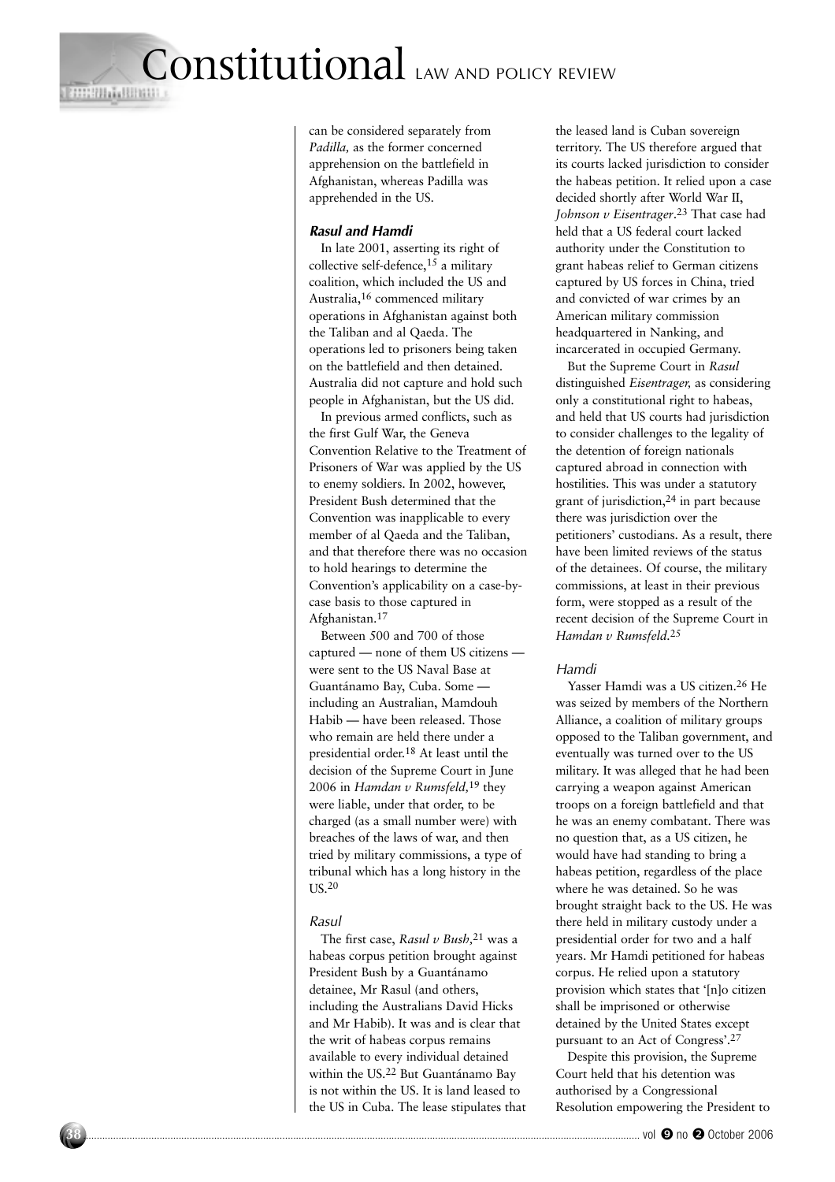can be considered separately from *Padilla,* as the former concerned apprehension on the battlefield in Afghanistan, whereas Padilla was apprehended in the US.

#### *Rasul and Hamdi*

In late 2001, asserting its right of collective self-defence,[15] a military coalition, which included the US and Australia,[16] commenced military operations in Afghanistan against both the Taliban and al Qaeda. The operations led to prisoners being taken on the battlefield and then detained. Australia did not capture and hold such people in Afghanistan, but the US did.

In previous armed conflicts, such as the first Gulf War, the Geneva Convention Relative to the Treatment of Prisoners of War was applied by the US to enemy soldiers. In 2002, however, President Bush determined that the Convention was inapplicable to every member of al Qaeda and the Taliban, and that therefore there was no occasion to hold hearings to determine the Convention's applicability on a case-by-case basis to those captured in Afghanistan.[17]

Between 500 and 700 of those captured — none of them US citizens — were sent to the US Naval Base at Guantánamo Bay, Cuba. Some — including an Australian, Mamdouh Habib — have been released. Those who remain are held there under a presidential order.[18] At least until the decision of the Supreme Court in June 2006 in *Hamdan v Rumsfeld,*[19] they were liable, under that order, to be charged (as a small number were) with breaches of the laws of war, and then tried by military commissions, a type of tribunal which has a long history in the US.[20]

##### *Rasul*

The first case, *Rasul v Bush,*[21] was a habeas corpus petition brought against President Bush by a Guantánamo detainee, Mr Rasul (and others, including the Australians David Hicks and Mr Habib). It was and is clear that the writ of habeas corpus remains available to every individual detained within the US.[22] But Guantánamo Bay is not within the US. It is land leased to the US in Cuba. The lease stipulates that the leased land is Cuban sovereign territory. The US therefore argued that its courts lacked jurisdiction to consider the habeas petition. It relied upon a case decided shortly after World War II, *Johnson v Eisentrager*.[23] That case had held that a US federal court lacked authority under the Constitution to grant habeas relief to German citizens captured by US forces in China, tried and convicted of war crimes by an American military commission headquartered in Nanking, and incarcerated in occupied Germany.

But the Supreme Court in *Rasul* distinguished *Eisentrager,* as considering only a constitutional right to habeas, and held that US courts had jurisdiction to consider challenges to the legality of the detention of foreign nationals captured abroad in connection with hostilities. This was under a statutory grant of jurisdiction,[24] in part because there was jurisdiction over the petitioners' custodians. As a result, there have been limited reviews of the status of the detainees. Of course, the military commissions, at least in their previous form, were stopped as a result of the recent decision of the Supreme Court in *Hamdan v Rumsfeld.*[25]

##### *Hamdi*

Yasser Hamdi was a US citizen.[26] He was seized by members of the Northern Alliance, a coalition of military groups opposed to the Taliban government, and eventually was turned over to the US military. It was alleged that he had been carrying a weapon against American troops on a foreign battlefield and that he was an enemy combatant. There was no question that, as a US citizen, he would have had standing to bring a habeas petition, regardless of the place where he was detained. So he was brought straight back to the US. He was there held in military custody under a presidential order for two and a half years. Mr Hamdi petitioned for habeas corpus. He relied upon a statutory provision which states that '[n]o citizen shall be imprisoned or otherwise detained by the United States except pursuant to an Act of Congress'.[27]

Despite this provision, the Supreme Court held that his detention was authorised by a Congressional Resolution empowering the President to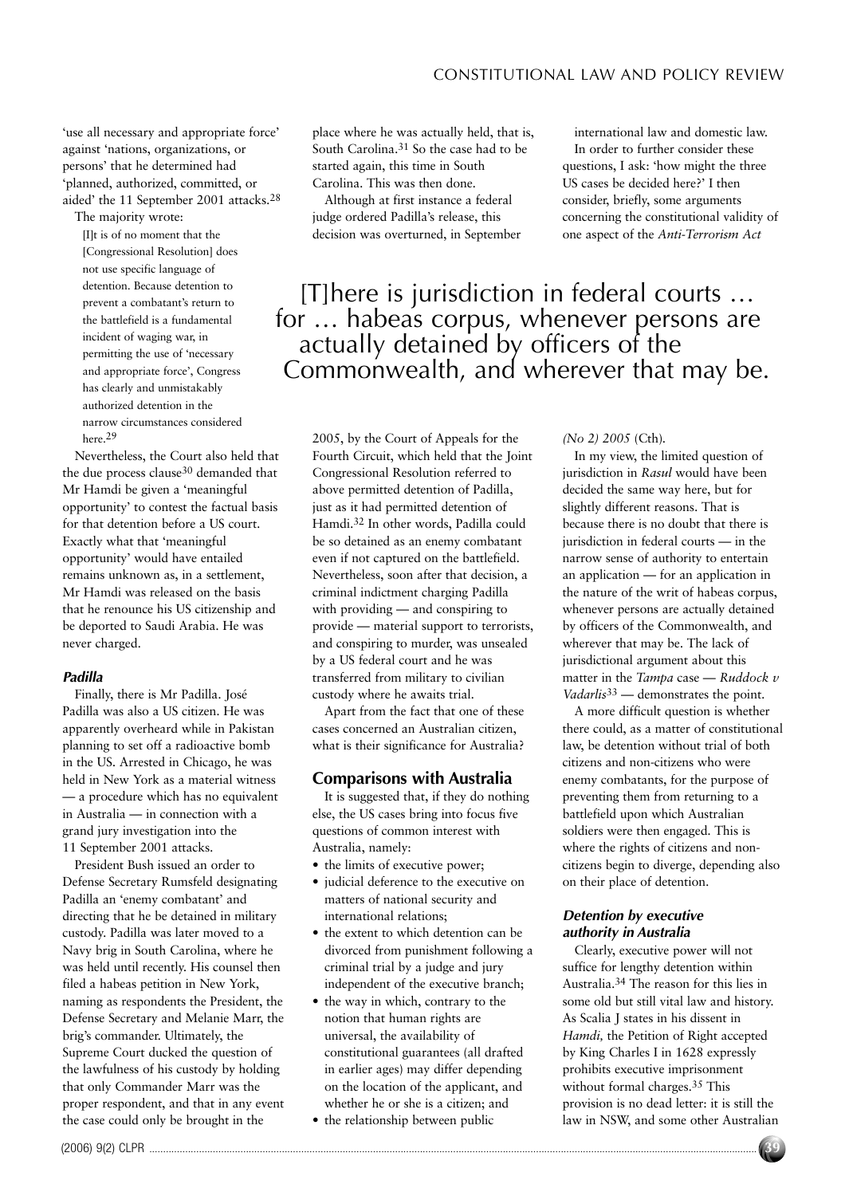'use all necessary and appropriate force' against 'nations, organizations, or persons' that he determined had 'planned, authorized, committed, or aided' the 11 September 2001 attacks.[28]

The majority wrote:

> [I]t is of no moment that the [Congressional Resolution] does not use specific language of detention. Because detention to prevent a combatant's return to the battlefield is a fundamental incident of waging war, in permitting the use of 'necessary and appropriate force', Congress has clearly and unmistakably authorized detention in the narrow circumstances considered here.[29]

Nevertheless, the Court also held that the due process clause[30] demanded that Mr Hamdi be given a 'meaningful opportunity' to contest the factual basis for that detention before a US court. Exactly what that 'meaningful opportunity' would have entailed remains unknown as, in a settlement, Mr Hamdi was released on the basis that he renounce his US citizenship and be deported to Saudi Arabia. He was never charged.

#### *Padilla*

Finally, there is Mr Padilla. José Padilla was also a US citizen. He was apparently overheard while in Pakistan planning to set off a radioactive bomb in the US. Arrested in Chicago, he was held in New York as a material witness — a procedure which has no equivalent in Australia — in connection with a grand jury investigation into the 11 September 2001 attacks.

President Bush issued an order to Defense Secretary Rumsfeld designating Padilla an 'enemy combatant' and directing that he be detained in military custody. Padilla was later moved to a Navy brig in South Carolina, where he was held until recently. His counsel then filed a habeas petition in New York, naming as respondents the President, the Defense Secretary and Melanie Marr, the brig's commander. Ultimately, the Supreme Court ducked the question of the lawfulness of his custody by holding that only Commander Marr was the proper respondent, and that in any event the case could only be brought in the place where he was actually held, that is, South Carolina.[31] So the case had to be started again, this time in South Carolina. This was then done.

Although at first instance a federal judge ordered Padilla's release, this decision was overturned, in September 2005, by the Court of Appeals for the Fourth Circuit, which held that the Joint Congressional Resolution referred to above permitted detention of Padilla, just as it had permitted detention of Hamdi.[32] In other words, Padilla could be so detained as an enemy combatant even if not captured on the battlefield. Nevertheless, soon after that decision, a criminal indictment charging Padilla with providing — and conspiring to provide — material support to terrorists, and conspiring to murder, was unsealed by a US federal court and he was transferred from military to civilian custody where he awaits trial.

Apart from the fact that one of these cases concerned an Australian citizen, what is their significance for Australia?

### Comparisons with Australia

It is suggested that, if they do nothing else, the US cases bring into focus five questions of common interest with Australia, namely:

- the limits of executive power;
- judicial deference to the executive on matters of national security and international relations;
- the extent to which detention can be divorced from punishment following a criminal trial by a judge and jury independent of the executive branch;
- the way in which, contrary to the notion that human rights are universal, the availability of constitutional guarantees (all drafted in earlier ages) may differ depending on the location of the applicant, and whether he or she is a citizen; and
- the relationship between public international law and domestic law.

In order to further consider these questions, I ask: 'how might the three US cases be decided here?' I then consider, briefly, some arguments concerning the constitutional validity of one aspect of the *Anti-Terrorism Act (No 2) 2005* (Cth).

> [T]here is jurisdiction in federal courts … for … habeas corpus, whenever persons are actually detained by officers of the Commonwealth, and wherever that may be.

In my view, the limited question of jurisdiction in *Rasul* would have been decided the same way here, but for slightly different reasons. That is because there is no doubt that there is jurisdiction in federal courts — in the narrow sense of authority to entertain an application — for an application in the nature of the writ of habeas corpus, whenever persons are actually detained by officers of the Commonwealth, and wherever that may be. The lack of jurisdictional argument about this matter in the *Tampa* case — *Ruddock v Vadarlis*[33] — demonstrates the point.

A more difficult question is whether there could, as a matter of constitutional law, be detention without trial of both citizens and non-citizens who were enemy combatants, for the purpose of preventing them from returning to a battlefield upon which Australian soldiers were then engaged. This is where the rights of citizens and non-citizens begin to diverge, depending also on their place of detention.

#### *Detention by executive authority in Australia*

Clearly, executive power will not suffice for lengthy detention within Australia.[34] The reason for this lies in some old but still vital law and history. As Scalia J states in his dissent in *Hamdi,* the Petition of Right accepted by King Charles I in 1628 expressly prohibits executive imprisonment without formal charges.[35] This provision is no dead letter: it is still the law in NSW, and some other Australian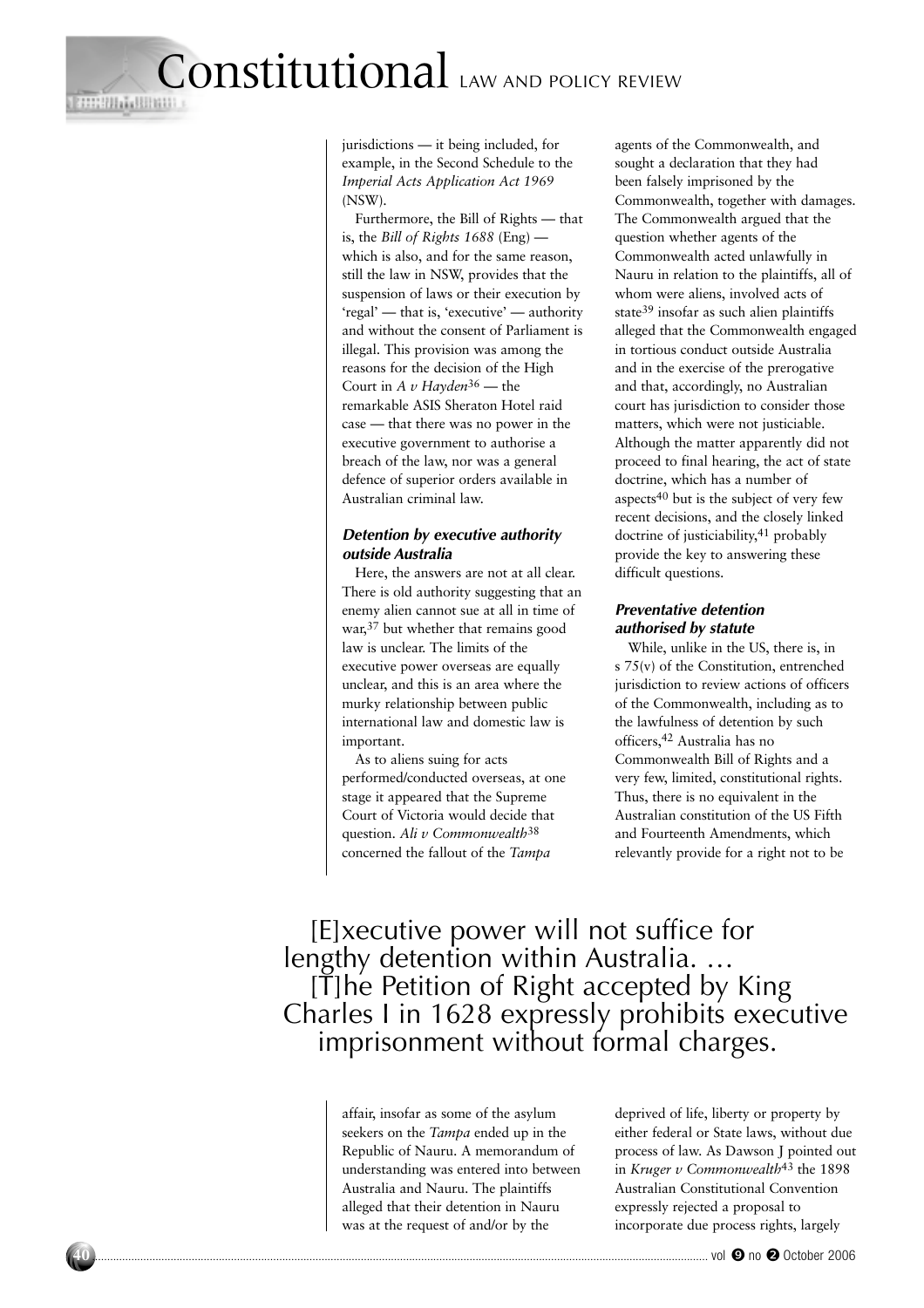jurisdictions — it being included, for example, in the Second Schedule to the *Imperial Acts Application Act 1969* (NSW).

Furthermore, the Bill of Rights — that is, the *Bill of Rights 1688* (Eng) — which is also, and for the same reason, still the law in NSW, provides that the suspension of laws or their execution by 'regal' — that is, 'executive' — authority and without the consent of Parliament is illegal. This provision was among the reasons for the decision of the High Court in *A v Hayden*[36] — the remarkable ASIS Sheraton Hotel raid case — that there was no power in the executive government to authorise a breach of the law, nor was a general defence of superior orders available in Australian criminal law.

### Detection by executive authority outside Australia

Here, the answers are not at all clear. There is old authority suggesting that an enemy alien cannot sue at all in time of war,[37] but whether that remains good law is unclear. The limits of the executive power overseas are equally unclear, and this is an area where the murky relationship between public international law and domestic law is important.

As to aliens suing for acts performed/conducted overseas, at one stage it appeared that the Supreme Court of Victoria would decide that question. *Ali v Commonwealth*[38] concerned the fallout of the *Tampa* affair, insofar as some of the asylum seekers on the *Tampa* ended up in the Republic of Nauru. A memorandum of understanding was entered into between Australia and Nauru. The plaintiffs alleged that their detention in Nauru was at the request of and/or by the agents of the Commonwealth, and sought a declaration that they had been falsely imprisoned by the Commonwealth, together with damages. The Commonwealth argued that the question whether agents of the Commonwealth acted unlawfully in Nauru in relation to the plaintiffs, all of whom were aliens, involved acts of state[39] insofar as such alien plaintiffs alleged that the Commonwealth engaged in tortious conduct outside Australia and in the exercise of the prerogative and that, accordingly, no Australian court has jurisdiction to consider those matters, which were not justiciable. Although the matter apparently did not proceed to final hearing, the act of state doctrine, which has a number of aspects[40] but is the subject of very few recent decisions, and the closely linked doctrine of justiciability,[41] probably provide the key to answering these difficult questions.

### Preventative detention authorised by statute

While, unlike in the US, there is, in s 75(v) of the Constitution, entrenched jurisdiction to review actions of officers of the Commonwealth, including as to the lawfulness of detention by such officers,[42] Australia has no Commonwealth Bill of Rights and a very few, limited, constitutional rights. Thus, there is no equivalent in the Australian constitution of the US Fifth and Fourteenth Amendments, which relevantly provide for a right not to be deprived of life, liberty or property by either federal or State laws, without due process of law. As Dawson J pointed out in *Kruger v Commonwealth*[43] the 1898 Australian Constitutional Convention expressly rejected a proposal to incorporate due process rights, largely

> [E]xecutive power will not suffice for lengthy detention within Australia. … [T]he Petition of Right accepted by King Charles I in 1628 expressly prohibits executive imprisonment without formal charges.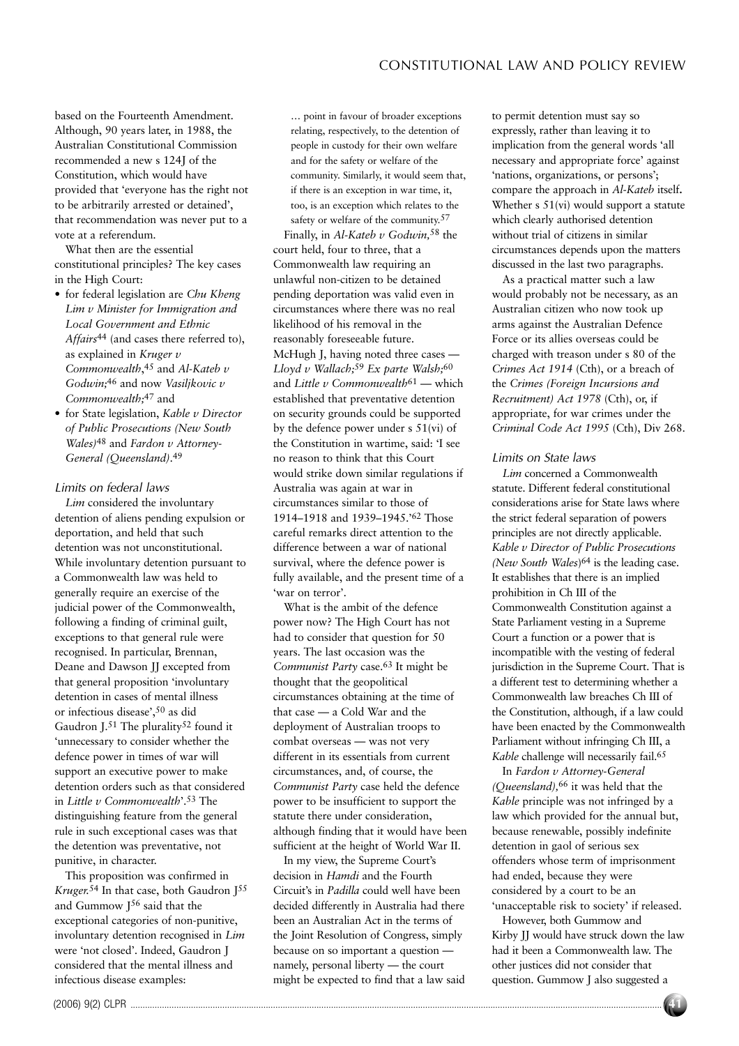based on the Fourteenth Amendment. Although, 90 years later, in 1988, the Australian Constitutional Commission recommended a new s 124J of the Constitution, which would have provided that 'everyone has the right not to be arbitrarily arrested or detained', that recommendation was never put to a vote at a referendum.

What then are the essential constitutional principles? The key cases in the High Court:

- for federal legislation are *Chu Kheng Lim v Minister for Immigration and Local Government and Ethnic Affairs*[44] (and cases there referred to), as explained in *Kruger v Commonwealth*,[45] and *Al-Kateb v Godwin;*[46] and now *Vasiljkovic v Commonwealth;*[47] and
- for State legislation, *Kable v Director of Public Prosecutions (New South Wales)*[48] and *Fardon v Attorney-General (Queensland)*.[49]

### *Limits on federal laws*

*Lim* considered the involuntary detention of aliens pending expulsion or deportation, and held that such detention was not unconstitutional. While involuntary detention pursuant to a Commonwealth law was held to generally require an exercise of the judicial power of the Commonwealth, following a finding of criminal guilt, exceptions to that general rule were recognised. In particular, Brennan, Deane and Dawson JJ excepted from that general proposition 'involuntary detention in cases of mental illness or infectious disease',[50] as did Gaudron J.[51] The plurality[52] found it 'unnecessary to consider whether the defence power in times of war will support an executive power to make detention orders such as that considered in *Little v Commonwealth*'.[53] The distinguishing feature from the general rule in such exceptional cases was that the detention was preventative, not punitive, in character.

This proposition was confirmed in *Kruger*.[54] In that case, both Gaudron J[55] and Gummow J[56] said that the exceptional categories of non-punitive, involuntary detention recognised in *Lim* were 'not closed'. Indeed, Gaudron J considered that the mental illness and infectious disease examples:

> … point in favour of broader exceptions relating, respectively, to the detention of people in custody for their own welfare and for the safety or welfare of the community. Similarly, it would seem that, if there is an exception in war time, it, too, is an exception which relates to the safety or welfare of the community.[57]

Finally, in *Al-Kateb v Godwin,*[58] the court held, four to three, that a Commonwealth law requiring an unlawful non-citizen to be detained pending deportation was valid even in circumstances where there was no real likelihood of his removal in the reasonably foreseeable future. McHugh J, having noted three cases — *Lloyd v Wallach;*[59] *Ex parte Walsh;*[60] and *Little v Commonwealth*[61] — which established that preventative detention on security grounds could be supported by the defence power under s 51(vi) of the Constitution in wartime, said: 'I see no reason to think that this Court would strike down similar regulations if Australia was again at war in circumstances similar to those of 1914–1918 and 1939–1945.'[62] Those careful remarks direct attention to the difference between a war of national survival, where the defence power is fully available, and the present time of a 'war on terror'.

What is the ambit of the defence power now? The High Court has not had to consider that question for 50 years. The last occasion was the *Communist Party* case.[63] It might be thought that the geopolitical circumstances obtaining at the time of that case — a Cold War and the deployment of Australian troops to combat overseas — was not very different in its essentials from current circumstances, and, of course, the *Communist Party* case held the defence power to be insufficient to support the statute there under consideration, although finding that it would have been sufficient at the height of World War II.

In my view, the Supreme Court's decision in *Hamdi* and the Fourth Circuit's in *Padilla* could well have been decided differently in Australia had there been an Australian Act in the terms of the Joint Resolution of Congress, simply because on so important a question — namely, personal liberty — the court might be expected to find that a law said to permit detention must say so expressly, rather than leaving it to implication from the general words 'all necessary and appropriate force' against 'nations, organizations, or persons'; compare the approach in *Al-Kateb* itself. Whether s 51(vi) would support a statute which clearly authorised detention without trial of citizens in similar circumstances depends upon the matters discussed in the last two paragraphs.

As a practical matter such a law would probably not be necessary, as an Australian citizen who now took up arms against the Australian Defence Force or its allies overseas could be charged with treason under s 80 of the *Crimes Act 1914* (Cth), or a breach of the *Crimes (Foreign Incursions and Recruitment) Act 1978* (Cth), or, if appropriate, for war crimes under the *Criminal Code Act 1995* (Cth), Div 268.

### *Limits on State laws*

*Lim* concerned a Commonwealth statute. Different federal constitutional considerations arise for State laws where the strict federal separation of powers principles are not directly applicable. *Kable v Director of Public Prosecutions (New South Wales)*[64] is the leading case. It establishes that there is an implied prohibition in Ch III of the Commonwealth Constitution against a State Parliament vesting in a Supreme Court a function or a power that is incompatible with the vesting of federal jurisdiction in the Supreme Court. That is a different test to determining whether a Commonwealth law breaches Ch III of the Constitution, although, if a law could have been enacted by the Commonwealth Parliament without infringing Ch III, a *Kable* challenge will necessarily fail.[65]

In *Fardon v Attorney-General (Queensland),*[66] it was held that the *Kable* principle was not infringed by a law which provided for the annual but, because renewable, possibly indefinite detention in gaol of serious sex offenders whose term of imprisonment had ended, because they were considered by a court to be an 'unacceptable risk to society' if released.

However, both Gummow and Kirby JJ would have struck down the law had it been a Commonwealth law. The other justices did not consider that question. Gummow J also suggested a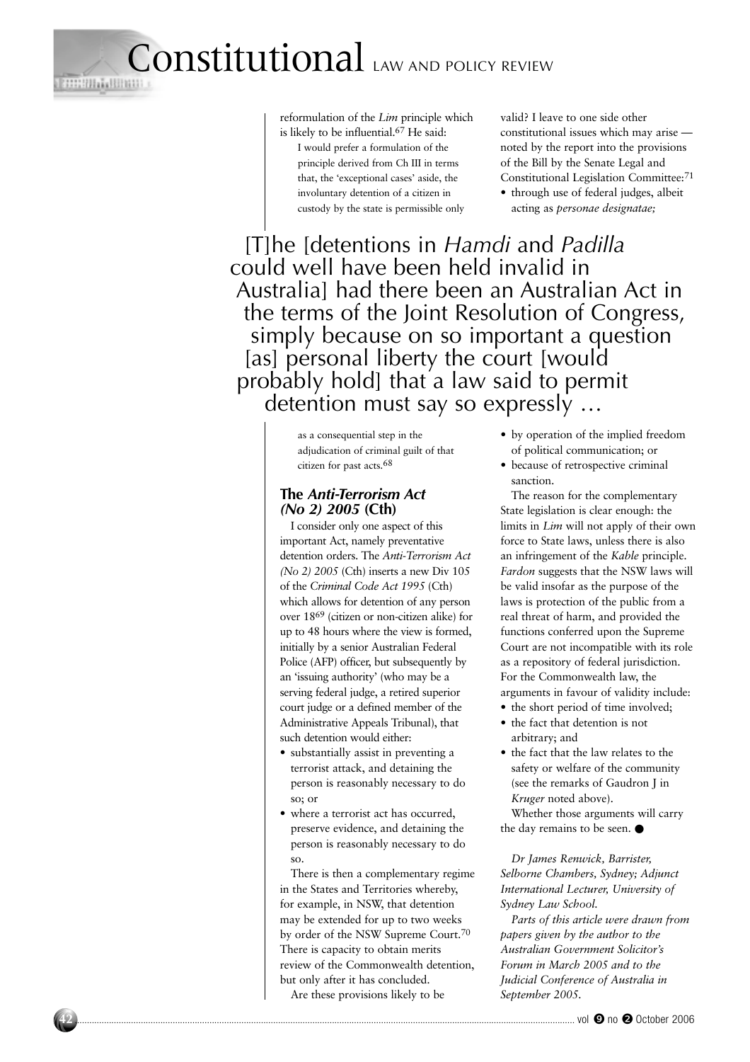reformulation of the *Lim* principle which is likely to be influential.[67] He said:

> I would prefer a formulation of the principle derived from Ch III in terms that, the 'exceptional cases' aside, the involuntary detention of a citizen in custody by the state is permissible only as a consequential step in the adjudication of criminal guilt of that citizen for past acts.[68]

> [T]he [detentions in *Hamdi* and *Padilla* could well have been held invalid in Australia] had there been an Australian Act in the terms of the Joint Resolution of Congress, simply because on so important a question [as] personal liberty the court [would probably hold] that a law said to permit detention must say so expressly …

### The *Anti-Terrorism Act (No 2) 2005* (Cth)

I consider only one aspect of this important Act, namely preventative detention orders. The *Anti-Terrorism Act (No 2) 2005* (Cth) inserts a new Div 105 of the *Criminal Code Act 1995* (Cth) which allows for detention of any person over 18[69] (citizen or non-citizen alike) for up to 48 hours where the view is formed, initially by a senior Australian Federal Police (AFP) officer, but subsequently by an 'issuing authority' (who may be a serving federal judge, a retired superior court judge or a defined member of the Administrative Appeals Tribunal), that such detention would either:

- substantially assist in preventing a terrorist attack, and detaining the person is reasonably necessary to do so; or
- where a terrorist act has occurred, preserve evidence, and detaining the person is reasonably necessary to do so.

There is then a complementary regime in the States and Territories whereby, for example, in NSW, that detention may be extended for up to two weeks by order of the NSW Supreme Court.[70] There is capacity to obtain merits review of the Commonwealth detention, but only after it has concluded.

Are these provisions likely to be valid? I leave to one side other constitutional issues which may arise — noted by the report into the provisions of the Bill by the Senate Legal and Constitutional Legislation Committee:[71]

- through use of federal judges, albeit acting as *personae designatae;*
- by operation of the implied freedom of political communication; or
- because of retrospective criminal sanction.

The reason for the complementary State legislation is clear enough: the limits in *Lim* will not apply of their own force to State laws, unless there is also an infringement of the *Kable* principle. *Fardon* suggests that the NSW laws will be valid insofar as the purpose of the laws is protection of the public from a real threat of harm, and provided the functions conferred upon the Supreme Court are not incompatible with its role as a repository of federal jurisdiction. For the Commonwealth law, the arguments in favour of validity include:

- the short period of time involved;
- the fact that detention is not arbitrary; and
- the fact that the law relates to the safety or welfare of the community (see the remarks of Gaudron J in *Kruger* noted above).

Whether those arguments will carry the day remains to be seen. ●

*Dr James Renwick, Barrister, Selborne Chambers, Sydney; Adjunct International Lecturer, University of Sydney Law School.*

*Parts of this article were drawn from papers given by the author to the Australian Government Solicitor's Forum in March 2005 and to the Judicial Conference of Australia in September 2005.*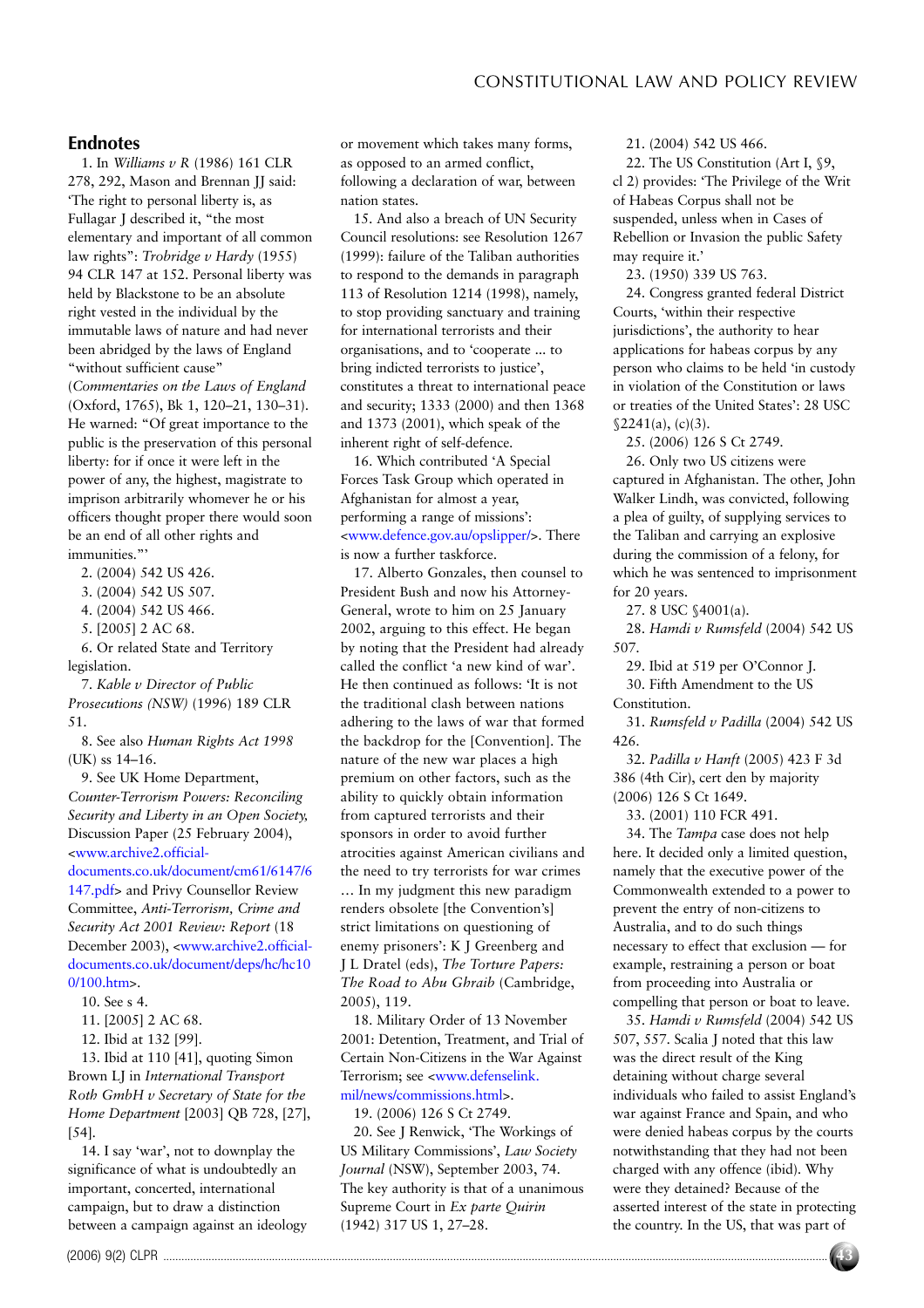## Endnotes

1. In *Williams v R* (1986) 161 CLR 278, 292, Mason and Brennan JJ said: 'The right to personal liberty is, as Fullagar J described it, "the most elementary and important of all common law rights": *Trobridge v Hardy* (1955) 94 CLR 147 at 152. Personal liberty was held by Blackstone to be an absolute right vested in the individual by the immutable laws of nature and had never been abridged by the laws of England "without sufficient cause" (*Commentaries on the Laws of England* (Oxford, 1765), Bk 1, 120–21, 130–31). He warned: "Of great importance to the public is the preservation of this personal liberty: for if once it were left in the power of any, the highest, magistrate to imprison arbitrarily whomever he or his officers thought proper there would soon be an end of all other rights and immunities."'

2. (2004) 542 US 426.

3. (2004) 542 US 507.

4. (2004) 542 US 466.

5. [2005] 2 AC 68.

6. Or related State and Territory legislation.

7. *Kable v Director of Public Prosecutions (NSW)* (1996) 189 CLR 51.

8. See also *Human Rights Act 1998* (UK) ss 14–16.

9. See UK Home Department, *Counter-Terrorism Powers: Reconciling Security and Liberty in an Open Society,* Discussion Paper (25 February 2004), <www.archive2.official-documents.co.uk/document/cm61/6147/6147.pdf> and Privy Counsellor Review Committee, *Anti-Terrorism, Crime and Security Act 2001 Review: Report* (18 December 2003), <www.archive2.official-documents.co.uk/document/deps/hc/hc100/100.htm>.

10. See s 4.

11. [2005] 2 AC 68.

12. Ibid at 132 [99].

13. Ibid at 110 [41], quoting Simon Brown LJ in *International Transport Roth GmbH v Secretary of State for the Home Department* [2003] QB 728, [27], [54].

14. I say 'war', not to downplay the significance of what is undoubtedly an important, concerted, international campaign, but to draw a distinction between a campaign against an ideology or movement which takes many forms, as opposed to an armed conflict, following a declaration of war, between nation states.

15. And also a breach of UN Security Council resolutions: see Resolution 1267 (1999): failure of the Taliban authorities to respond to the demands in paragraph 113 of Resolution 1214 (1998), namely, to stop providing sanctuary and training for international terrorists and their organisations, and to 'cooperate ... to bring indicted terrorists to justice', constitutes a threat to international peace and security; 1333 (2000) and then 1368 and 1373 (2001), which speak of the inherent right of self-defence.

16. Which contributed 'A Special Forces Task Group which operated in Afghanistan for almost a year, performing a range of missions': <www.defence.gov.au/opslipper/>. There is now a further taskforce.

17. Alberto Gonzales, then counsel to President Bush and now his Attorney-General, wrote to him on 25 January 2002, arguing to this effect. He began by noting that the President had already called the conflict 'a new kind of war'. He then continued as follows: 'It is not the traditional clash between nations adhering to the laws of war that formed the backdrop for the [Convention]. The nature of the new war places a high premium on other factors, such as the ability to quickly obtain information from captured terrorists and their sponsors in order to avoid further atrocities against American civilians and the need to try terrorists for war crimes … In my judgment this new paradigm renders obsolete [the Convention's] strict limitations on questioning of enemy prisoners': K J Greenberg and J L Dratel (eds), *The Torture Papers: The Road to Abu Ghraib* (Cambridge, 2005), 119.

18. Military Order of 13 November 2001: Detention, Treatment, and Trial of Certain Non-Citizens in the War Against Terrorism; see <www.defenselink.mil/news/commissions.html>.

19. (2006) 126 S Ct 2749.

20. See J Renwick, 'The Workings of US Military Commissions', *Law Society Journal* (NSW), September 2003, 74. The key authority is that of a unanimous Supreme Court in *Ex parte Quirin* (1942) 317 US 1, 27–28.

21. (2004) 542 US 466.

22. The US Constitution (Art I, §9, cl 2) provides: 'The Privilege of the Writ of Habeas Corpus shall not be suspended, unless when in Cases of Rebellion or Invasion the public Safety may require it.'

23. (1950) 339 US 763.

24. Congress granted federal District Courts, 'within their respective jurisdictions', the authority to hear applications for habeas corpus by any person who claims to be held 'in custody in violation of the Constitution or laws or treaties of the United States': 28 USC §2241(a), (c)(3).

25. (2006) 126 S Ct 2749.

26. Only two US citizens were captured in Afghanistan. The other, John Walker Lindh, was convicted, following a plea of guilty, of supplying services to the Taliban and carrying an explosive during the commission of a felony, for which he was sentenced to imprisonment for 20 years.

27. 8 USC §4001(a).

28. *Hamdi v Rumsfeld* (2004) 542 US 507.

29. Ibid at 519 per O'Connor J.

30. Fifth Amendment to the US Constitution.

31. *Rumsfeld v Padilla* (2004) 542 US 426.

32. *Padilla v Hanft* (2005) 423 F 3d 386 (4th Cir), cert den by majority (2006) 126 S Ct 1649.

33. (2001) 110 FCR 491.

34. The *Tampa* case does not help here. It decided only a limited question, namely that the executive power of the Commonwealth extended to a power to prevent the entry of non-citizens to Australia, and to do such things necessary to effect that exclusion — for example, restraining a person or boat from proceeding into Australia or compelling that person or boat to leave.

35. *Hamdi v Rumsfeld* (2004) 542 US 507, 557. Scalia J noted that this law was the direct result of the King detaining without charge several individuals who failed to assist England's war against France and Spain, and who were denied habeas corpus by the courts notwithstanding that they had not been charged with any offence (ibid). Why were they detained? Because of the asserted interest of the state in protecting the country. In the US, that was part of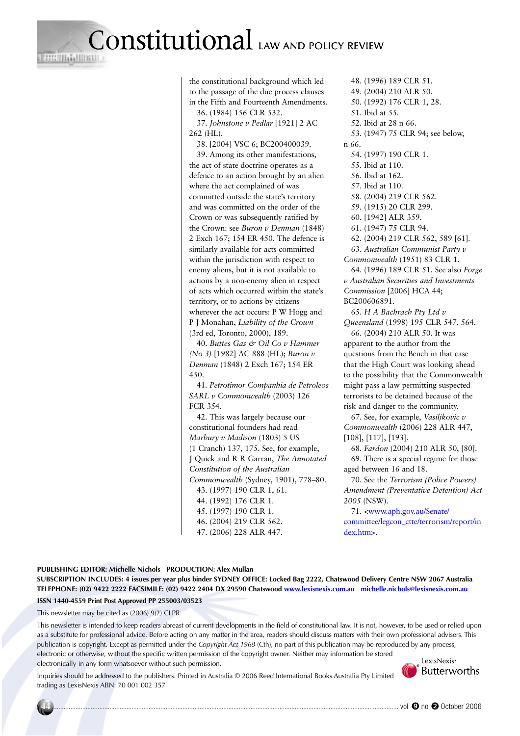the constitutional background which led to the passage of the due process clauses in the Fifth and Fourteenth Amendments.

36. (1984) 156 CLR 532.

37. *Johnstone v Pedlar* [1921] 2 AC 262 (HL).

38. [2004] VSC 6; BC200400039.

39. Among its other manifestations, the act of state doctrine operates as a defence to an action brought by an alien where the act complained of was committed outside the state's territory and was committed on the order of the Crown or was subsequently ratified by the Crown: see *Buron v Denman* (1848) 2 Exch 167; 154 ER 450. The defence is similarly available for acts committed within the jurisdiction with respect to enemy aliens, but it is not available to actions by a non-enemy alien in respect of acts which occurred within the state's territory, or to actions by citizens wherever the act occurs: P W Hogg and P J Monahan, *Liability of the Crown* (3rd ed, Toronto, 2000), 189.

40. *Buttes Gas & Oil Co v Hammer (No 3)* [1982] AC 888 (HL); *Buron v Denman* (1848) 2 Exch 167; 154 ER 450.

41. *Petrotimor Companhia de Petroleos SARL v Commonwealth* (2003) 126 FCR 354.

42. This was largely because our constitutional founders had read *Marbury v Madison* (1803) 5 US (1 Cranch) 137, 175. See, for example, J Quick and R R Garran, *The Annotated Constitution of the Australian Commonwealth* (Sydney, 1901), 778–80.

43. (1997) 190 CLR 1, 61.

44. (1992) 176 CLR 1.

45. (1997) 190 CLR 1.

46. (2004) 219 CLR 562.

47. (2006) 228 ALR 447.

48. (1996) 189 CLR 51.

49. (2004) 210 ALR 50.

50. (1992) 176 CLR 1, 28.

51. Ibid at 55.

52. Ibid at 28 n 66.

53. (1947) 75 CLR 94; see below, n 66.

54. (1997) 190 CLR 1.

55. Ibid at 110.

56. Ibid at 162.

57. Ibid at 110.

58. (2004) 219 CLR 562.

59. (1915) 20 CLR 299.

60. [1942] ALR 359.

61. (1947) 75 CLR 94.

62. (2004) 219 CLR 562, 589 [61].

63. *Australian Communist Party v Commonwealth* (1951) 83 CLR 1.

64. (1996) 189 CLR 51. See also *Forge v Australian Securities and Investments Commission* [2006] HCA 44; BC200606891.

65. *H A Bachrach Pty Ltd v Queensland* (1998) 195 CLR 547, 564.

66. (2004) 210 ALR 50. It was apparent to the author from the questions from the Bench in that case that the High Court was looking ahead to the possibility that the Commonwealth might pass a law permitting suspected terrorists to be detained because of the risk and danger to the community.

67. See, for example, *Vasiljkovic v Commonwealth* (2006) 228 ALR 447, [108], [117], [193].

68. *Fardon* (2004) 210 ALR 50, [80].

69. There is a special regime for those aged between 16 and 18.

70. See the *Terrorism (Police Powers) Amendment (Preventative Detention) Act 2005* (NSW).

71. <www.aph.gov.au/Senate/committee/legcon_ctte/terrorism/report/index.htm>.

**PUBLISHING EDITOR: Michelle Nichols PRODUCTION: Alex Mullan**
**SUBSCRIPTION INCLUDES: 4 issues per year plus binder SYDNEY OFFICE: Locked Bag 2222, Chatswood Delivery Centre NSW 2067 Australia**
**TELEPHONE: (02) 9422 2222 FACSIMILE: (02) 9422 2404 DX 29590 Chatswood www.lexisnexis.com.au michelle.nichols@lexisnexis.com.au**
**ISSN 1440-4559 Print Post Approved PP 255003/03523**

This newsletter may be cited as (2006) 9(2) CLPR

This newsletter is intended to keep readers abreast of current developments in the field of constitutional law. It is not, however, to be used or relied upon as a substitute for professional advice. Before acting on any matter in the area, readers should discuss matters with their own professional advisers. This publication is copyright. Except as permitted under the *Copyright Act 1968* (Cth), no part of this publication may be reproduced by any process, electronic or otherwise, without the specific written permission of the copyright owner. Neither may information be stored electronically in any form whatsoever without such permission.

Inquiries should be addressed to the publishers. Printed in Australia © 2006 Reed International Books Australia Pty Limited trading as LexisNexis ABN: 70 001 002 357

LexisNexis Butterworths